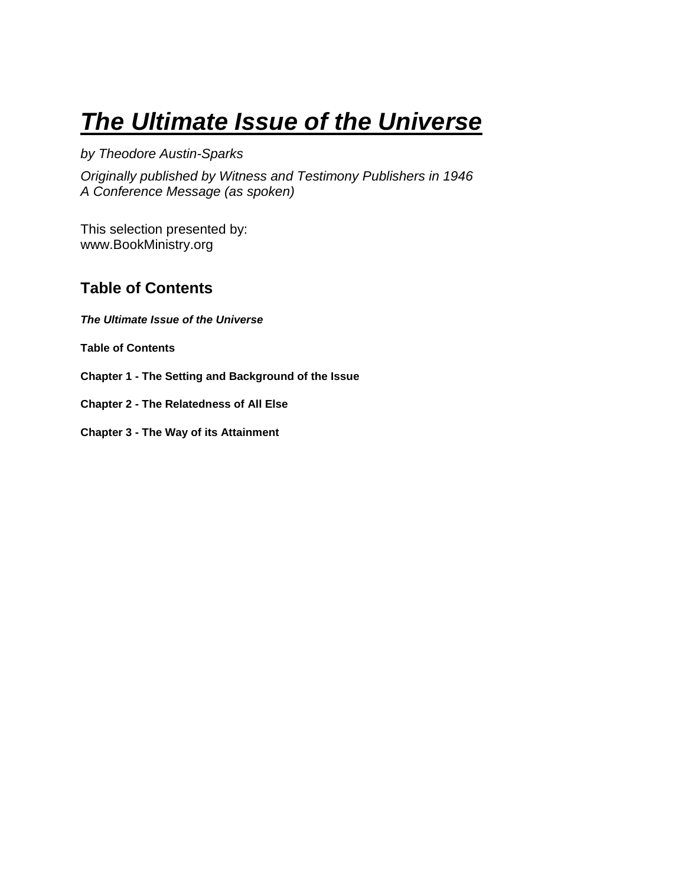# ***The Ultimate Issue of the Universe***

*by Theodore Austin-Sparks*

*Originally published by Witness and Testimony Publishers in 1946*
*A Conference Message (as spoken)*

This selection presented by:
www.BookMinistry.org

## Table of Contents

***The Ultimate Issue of the Universe***

**Table of Contents**

**Chapter 1 - The Setting and Background of the Issue**

**Chapter 2 - The Relatedness of All Else**

**Chapter 3 - The Way of its Attainment**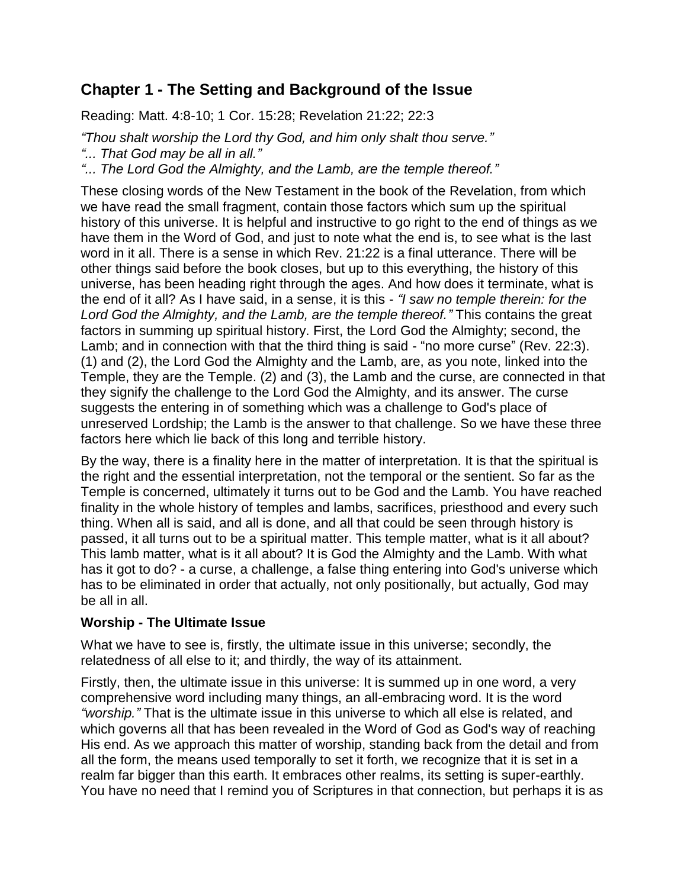## Chapter 1 - The Setting and Background of the Issue

Reading: Matt. 4:8-10; 1 Cor. 15:28; Revelation 21:22; 22:3

*"Thou shalt worship the Lord thy God, and him only shalt thou serve."*
*"... That God may be all in all."*
*"... The Lord God the Almighty, and the Lamb, are the temple thereof."*

These closing words of the New Testament in the book of the Revelation, from which we have read the small fragment, contain those factors which sum up the spiritual history of this universe. It is helpful and instructive to go right to the end of things as we have them in the Word of God, and just to note what the end is, to see what is the last word in it all. There is a sense in which Rev. 21:22 is a final utterance. There will be other things said before the book closes, but up to this everything, the history of this universe, has been heading right through the ages. And how does it terminate, what is the end of it all? As I have said, in a sense, it is this - *"I saw no temple therein: for the Lord God the Almighty, and the Lamb, are the temple thereof."* This contains the great factors in summing up spiritual history. First, the Lord God the Almighty; second, the Lamb; and in connection with that the third thing is said - "no more curse" (Rev. 22:3). (1) and (2), the Lord God the Almighty and the Lamb, are, as you note, linked into the Temple, they are the Temple. (2) and (3), the Lamb and the curse, are connected in that they signify the challenge to the Lord God the Almighty, and its answer. The curse suggests the entering in of something which was a challenge to God's place of unreserved Lordship; the Lamb is the answer to that challenge. So we have these three factors here which lie back of this long and terrible history.

By the way, there is a finality here in the matter of interpretation. It is that the spiritual is the right and the essential interpretation, not the temporal or the sentient. So far as the Temple is concerned, ultimately it turns out to be God and the Lamb. You have reached finality in the whole history of temples and lambs, sacrifices, priesthood and every such thing. When all is said, and all is done, and all that could be seen through history is passed, it all turns out to be a spiritual matter. This temple matter, what is it all about? This lamb matter, what is it all about? It is God the Almighty and the Lamb. With what has it got to do? - a curse, a challenge, a false thing entering into God's universe which has to be eliminated in order that actually, not only positionally, but actually, God may be all in all.

### Worship - The Ultimate Issue

What we have to see is, firstly, the ultimate issue in this universe; secondly, the relatedness of all else to it; and thirdly, the way of its attainment.

Firstly, then, the ultimate issue in this universe: It is summed up in one word, a very comprehensive word including many things, an all-embracing word. It is the word *"worship."* That is the ultimate issue in this universe to which all else is related, and which governs all that has been revealed in the Word of God as God's way of reaching His end. As we approach this matter of worship, standing back from the detail and from all the form, the means used temporally to set it forth, we recognize that it is set in a realm far bigger than this earth. It embraces other realms, its setting is super-earthly. You have no need that I remind you of Scriptures in that connection, but perhaps it is as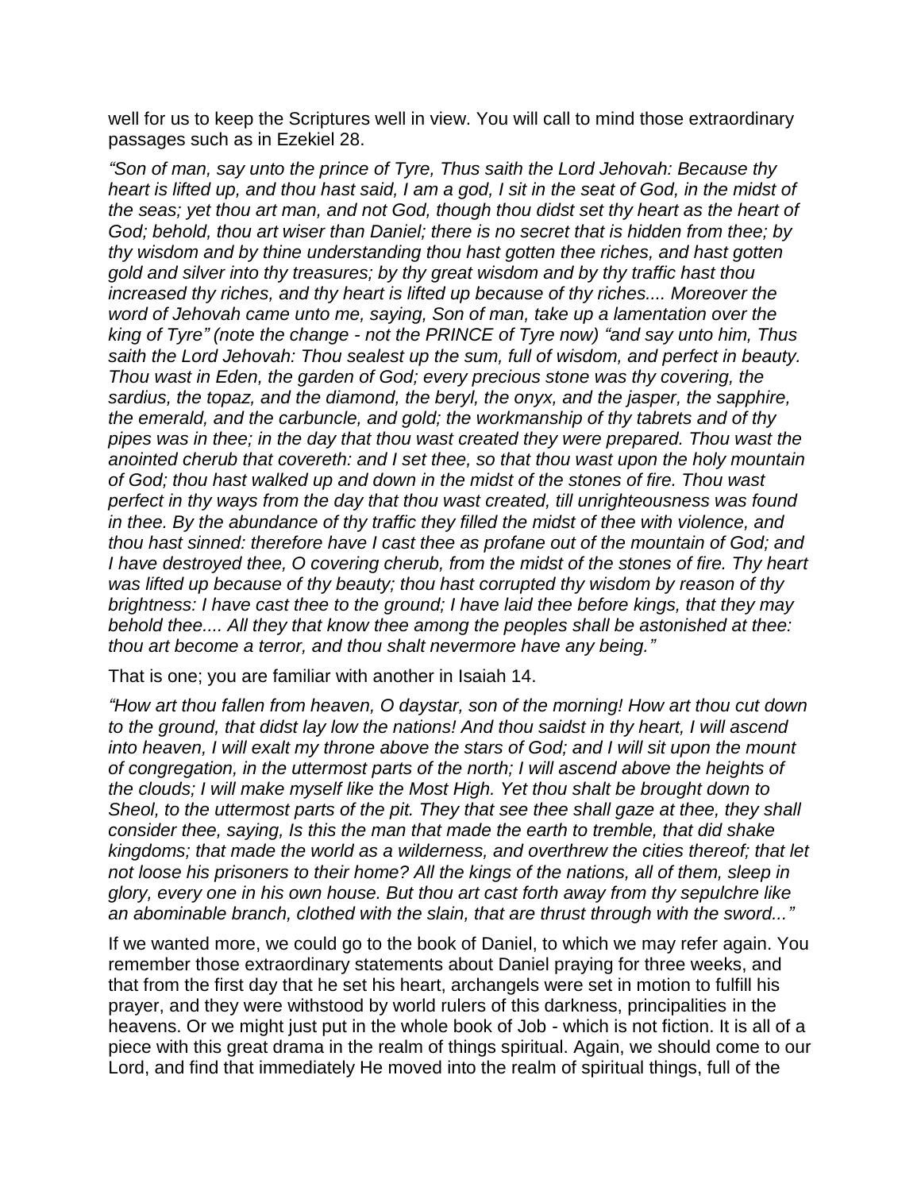well for us to keep the Scriptures well in view. You will call to mind those extraordinary passages such as in Ezekiel 28.

*"Son of man, say unto the prince of Tyre, Thus saith the Lord Jehovah: Because thy heart is lifted up, and thou hast said, I am a god, I sit in the seat of God, in the midst of the seas; yet thou art man, and not God, though thou didst set thy heart as the heart of God; behold, thou art wiser than Daniel; there is no secret that is hidden from thee; by thy wisdom and by thine understanding thou hast gotten thee riches, and hast gotten gold and silver into thy treasures; by thy great wisdom and by thy traffic hast thou increased thy riches, and thy heart is lifted up because of thy riches.... Moreover the word of Jehovah came unto me, saying, Son of man, take up a lamentation over the king of Tyre"* (note the change - not the PRINCE of Tyre now) *"and say unto him, Thus saith the Lord Jehovah: Thou sealest up the sum, full of wisdom, and perfect in beauty. Thou wast in Eden, the garden of God; every precious stone was thy covering, the sardius, the topaz, and the diamond, the beryl, the onyx, and the jasper, the sapphire, the emerald, and the carbuncle, and gold; the workmanship of thy tabrets and of thy pipes was in thee; in the day that thou wast created they were prepared. Thou wast the anointed cherub that covereth: and I set thee, so that thou wast upon the holy mountain of God; thou hast walked up and down in the midst of the stones of fire. Thou wast perfect in thy ways from the day that thou wast created, till unrighteousness was found in thee. By the abundance of thy traffic they filled the midst of thee with violence, and thou hast sinned: therefore have I cast thee as profane out of the mountain of God; and I have destroyed thee, O covering cherub, from the midst of the stones of fire. Thy heart was lifted up because of thy beauty; thou hast corrupted thy wisdom by reason of thy brightness: I have cast thee to the ground; I have laid thee before kings, that they may behold thee.... All they that know thee among the peoples shall be astonished at thee: thou art become a terror, and thou shalt nevermore have any being."*

That is one; you are familiar with another in Isaiah 14.

*"How art thou fallen from heaven, O daystar, son of the morning! How art thou cut down to the ground, that didst lay low the nations! And thou saidst in thy heart, I will ascend into heaven, I will exalt my throne above the stars of God; and I will sit upon the mount of congregation, in the uttermost parts of the north; I will ascend above the heights of the clouds; I will make myself like the Most High. Yet thou shalt be brought down to Sheol, to the uttermost parts of the pit. They that see thee shall gaze at thee, they shall consider thee, saying, Is this the man that made the earth to tremble, that did shake kingdoms; that made the world as a wilderness, and overthrew the cities thereof; that let not loose his prisoners to their home? All the kings of the nations, all of them, sleep in glory, every one in his own house. But thou art cast forth away from thy sepulchre like an abominable branch, clothed with the slain, that are thrust through with the sword..."*

If we wanted more, we could go to the book of Daniel, to which we may refer again. You remember those extraordinary statements about Daniel praying for three weeks, and that from the first day that he set his heart, archangels were set in motion to fulfill his prayer, and they were withstood by world rulers of this darkness, principalities in the heavens. Or we might just put in the whole book of Job - which is not fiction. It is all of a piece with this great drama in the realm of things spiritual. Again, we should come to our Lord, and find that immediately He moved into the realm of spiritual things, full of the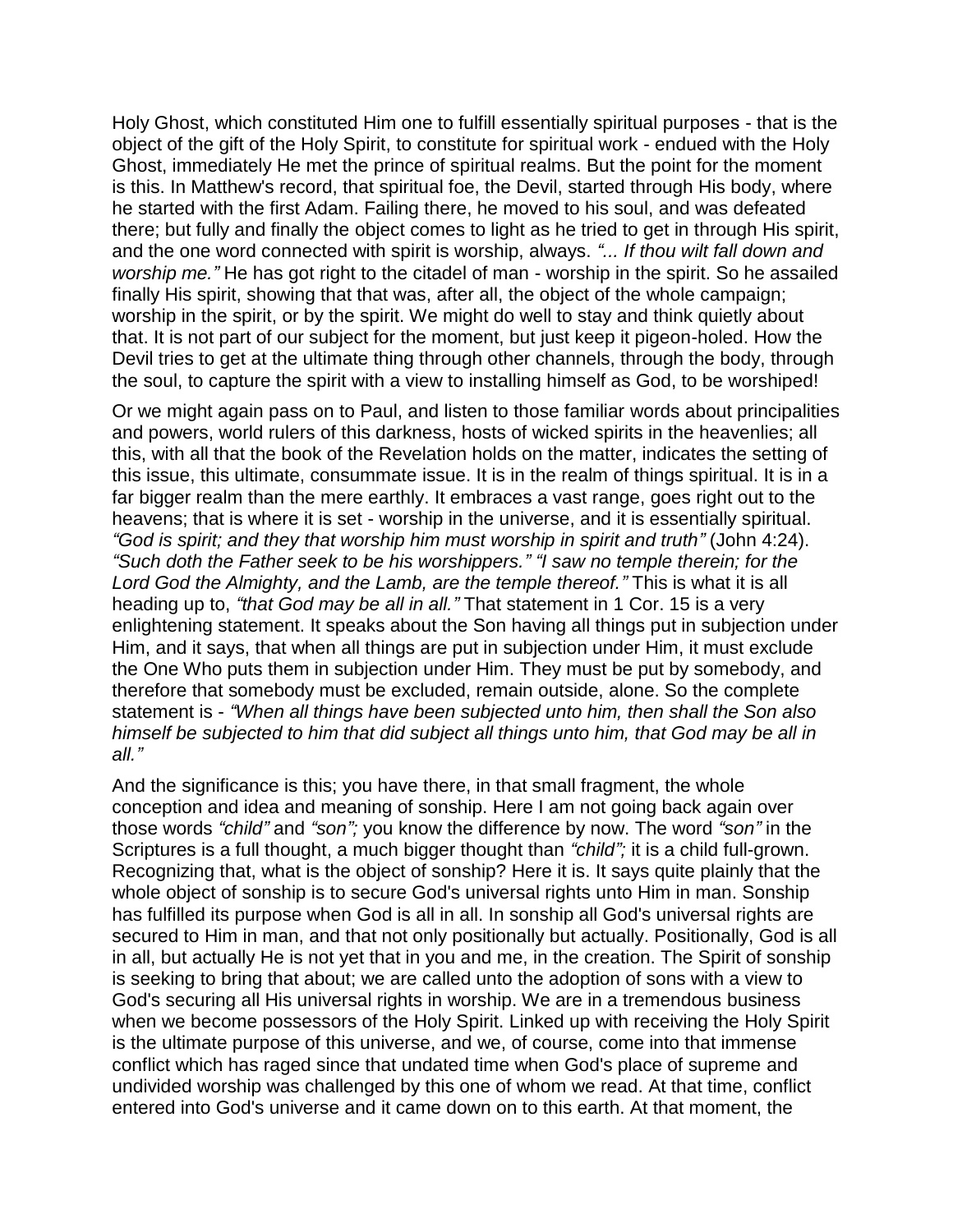Holy Ghost, which constituted Him one to fulfill essentially spiritual purposes - that is the object of the gift of the Holy Spirit, to constitute for spiritual work - endued with the Holy Ghost, immediately He met the prince of spiritual realms. But the point for the moment is this. In Matthew's record, that spiritual foe, the Devil, started through His body, where he started with the first Adam. Failing there, he moved to his soul, and was defeated there; but fully and finally the object comes to light as he tried to get in through His spirit, and the one word connected with spirit is worship, always. *"... If thou wilt fall down and worship me."* He has got right to the citadel of man - worship in the spirit. So he assailed finally His spirit, showing that that was, after all, the object of the whole campaign; worship in the spirit, or by the spirit. We might do well to stay and think quietly about that. It is not part of our subject for the moment, but just keep it pigeon-holed. How the Devil tries to get at the ultimate thing through other channels, through the body, through the soul, to capture the spirit with a view to installing himself as God, to be worshiped!

Or we might again pass on to Paul, and listen to those familiar words about principalities and powers, world rulers of this darkness, hosts of wicked spirits in the heavenlies; all this, with all that the book of the Revelation holds on the matter, indicates the setting of this issue, this ultimate, consummate issue. It is in the realm of things spiritual. It is in a far bigger realm than the mere earthly. It embraces a vast range, goes right out to the heavens; that is where it is set - worship in the universe, and it is essentially spiritual. *"God is spirit; and they that worship him must worship in spirit and truth"* (John 4:24). *"Such doth the Father seek to be his worshippers." "I saw no temple therein; for the Lord God the Almighty, and the Lamb, are the temple thereof."* This is what it is all heading up to, *"that God may be all in all."* That statement in 1 Cor. 15 is a very enlightening statement. It speaks about the Son having all things put in subjection under Him, and it says, that when all things are put in subjection under Him, it must exclude the One Who puts them in subjection under Him. They must be put by somebody, and therefore that somebody must be excluded, remain outside, alone. So the complete statement is - *"When all things have been subjected unto him, then shall the Son also himself be subjected to him that did subject all things unto him, that God may be all in all."*

And the significance is this; you have there, in that small fragment, the whole conception and idea and meaning of sonship. Here I am not going back again over those words *"child"* and *"son";* you know the difference by now. The word *"son"* in the Scriptures is a full thought, a much bigger thought than *"child";* it is a child full-grown. Recognizing that, what is the object of sonship? Here it is. It says quite plainly that the whole object of sonship is to secure God's universal rights unto Him in man. Sonship has fulfilled its purpose when God is all in all. In sonship all God's universal rights are secured to Him in man, and that not only positionally but actually. Positionally, God is all in all, but actually He is not yet that in you and me, in the creation. The Spirit of sonship is seeking to bring that about; we are called unto the adoption of sons with a view to God's securing all His universal rights in worship. We are in a tremendous business when we become possessors of the Holy Spirit. Linked up with receiving the Holy Spirit is the ultimate purpose of this universe, and we, of course, come into that immense conflict which has raged since that undated time when God's place of supreme and undivided worship was challenged by this one of whom we read. At that time, conflict entered into God's universe and it came down on to this earth. At that moment, the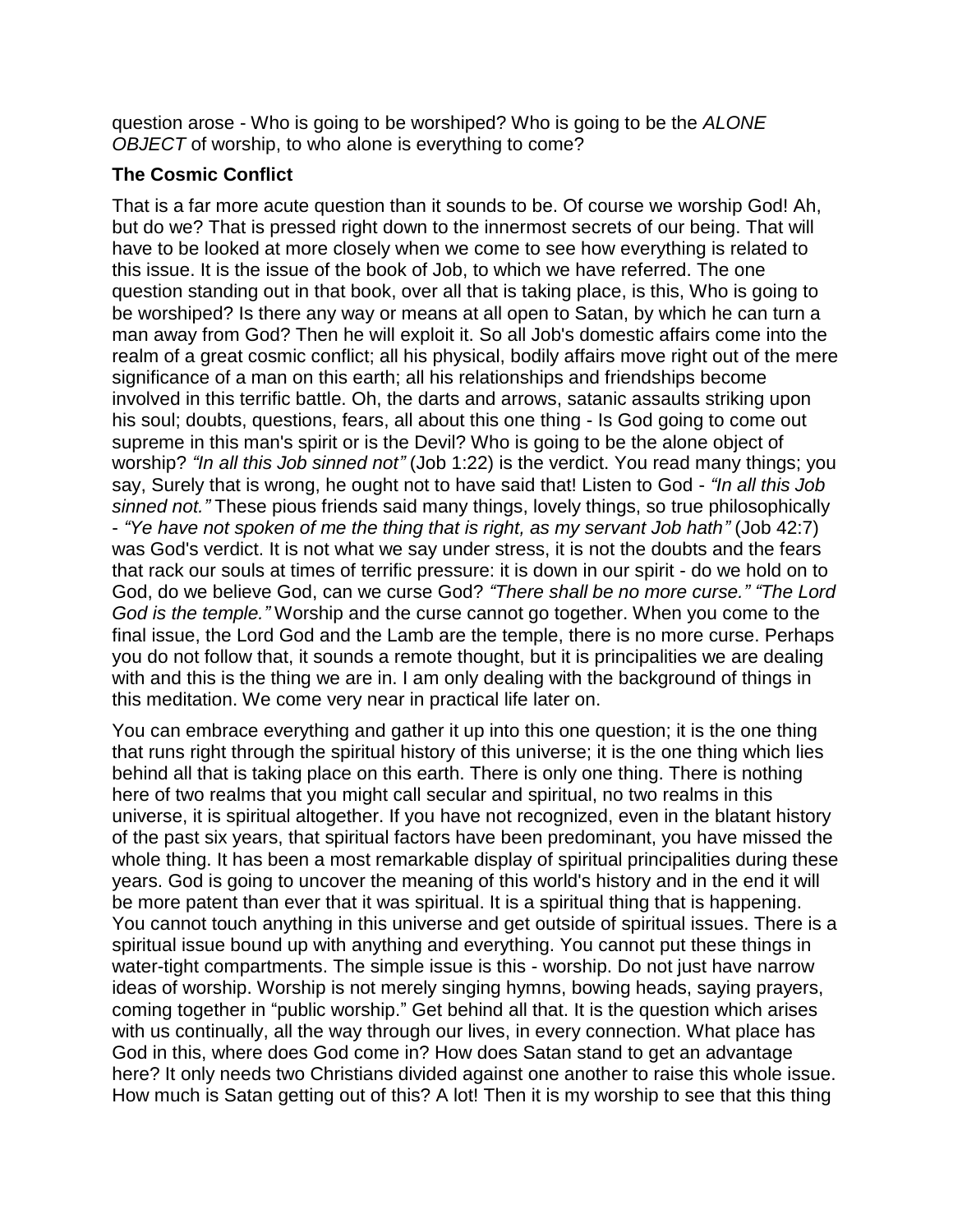question arose - Who is going to be worshiped? Who is going to be the *ALONE OBJECT* of worship, to who alone is everything to come?

### The Cosmic Conflict

That is a far more acute question than it sounds to be. Of course we worship God! Ah, but do we? That is pressed right down to the innermost secrets of our being. That will have to be looked at more closely when we come to see how everything is related to this issue. It is the issue of the book of Job, to which we have referred. The one question standing out in that book, over all that is taking place, is this, Who is going to be worshiped? Is there any way or means at all open to Satan, by which he can turn a man away from God? Then he will exploit it. So all Job's domestic affairs come into the realm of a great cosmic conflict; all his physical, bodily affairs move right out of the mere significance of a man on this earth; all his relationships and friendships become involved in this terrific battle. Oh, the darts and arrows, satanic assaults striking upon his soul; doubts, questions, fears, all about this one thing - Is God going to come out supreme in this man's spirit or is the Devil? Who is going to be the alone object of worship? *"In all this Job sinned not"* (Job 1:22) is the verdict. You read many things; you say, Surely that is wrong, he ought not to have said that! Listen to God - *"In all this Job sinned not."* These pious friends said many things, lovely things, so true philosophically - *"Ye have not spoken of me the thing that is right, as my servant Job hath"* (Job 42:7) was God's verdict. It is not what we say under stress, it is not the doubts and the fears that rack our souls at times of terrific pressure: it is down in our spirit - do we hold on to God, do we believe God, can we curse God? *"There shall be no more curse." "The Lord God is the temple."* Worship and the curse cannot go together. When you come to the final issue, the Lord God and the Lamb are the temple, there is no more curse. Perhaps you do not follow that, it sounds a remote thought, but it is principalities we are dealing with and this is the thing we are in. I am only dealing with the background of things in this meditation. We come very near in practical life later on.

You can embrace everything and gather it up into this one question; it is the one thing that runs right through the spiritual history of this universe; it is the one thing which lies behind all that is taking place on this earth. There is only one thing. There is nothing here of two realms that you might call secular and spiritual, no two realms in this universe, it is spiritual altogether. If you have not recognized, even in the blatant history of the past six years, that spiritual factors have been predominant, you have missed the whole thing. It has been a most remarkable display of spiritual principalities during these years. God is going to uncover the meaning of this world's history and in the end it will be more patent than ever that it was spiritual. It is a spiritual thing that is happening. You cannot touch anything in this universe and get outside of spiritual issues. There is a spiritual issue bound up with anything and everything. You cannot put these things in water-tight compartments. The simple issue is this - worship. Do not just have narrow ideas of worship. Worship is not merely singing hymns, bowing heads, saying prayers, coming together in "public worship." Get behind all that. It is the question which arises with us continually, all the way through our lives, in every connection. What place has God in this, where does God come in? How does Satan stand to get an advantage here? It only needs two Christians divided against one another to raise this whole issue. How much is Satan getting out of this? A lot! Then it is my worship to see that this thing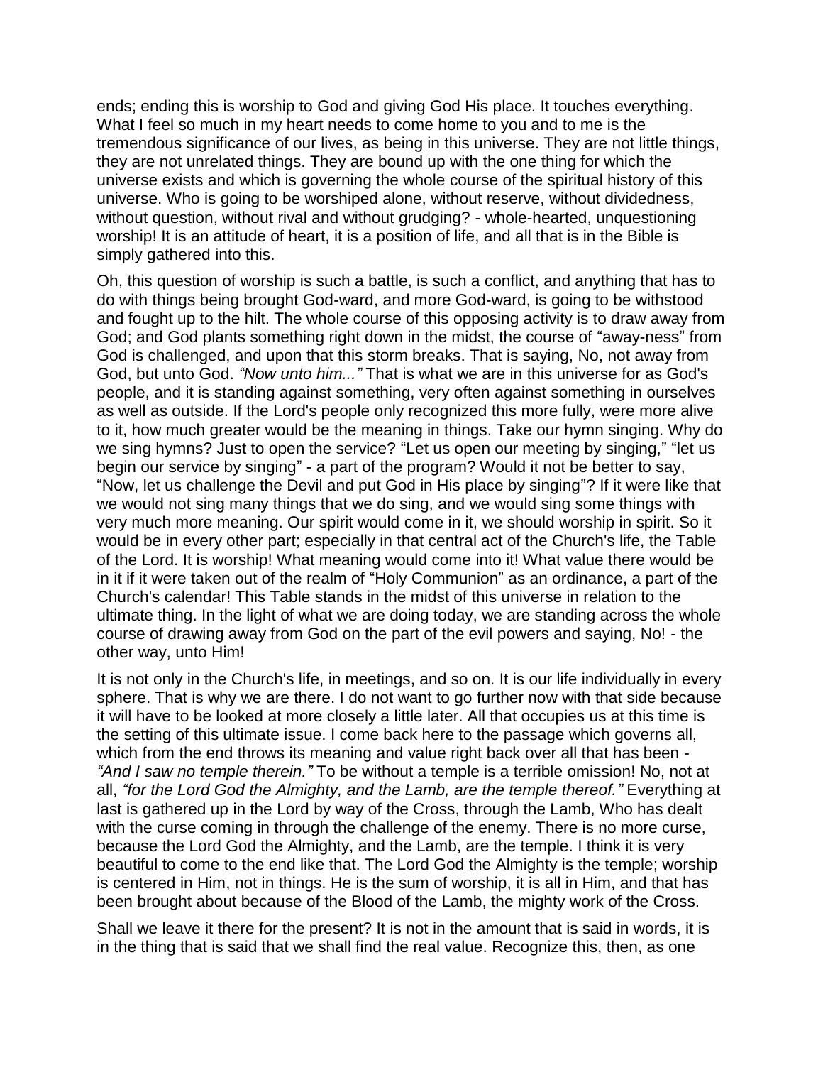ends; ending this is worship to God and giving God His place. It touches everything. What I feel so much in my heart needs to come home to you and to me is the tremendous significance of our lives, as being in this universe. They are not little things, they are not unrelated things. They are bound up with the one thing for which the universe exists and which is governing the whole course of the spiritual history of this universe. Who is going to be worshiped alone, without reserve, without dividedness, without question, without rival and without grudging? - whole-hearted, unquestioning worship! It is an attitude of heart, it is a position of life, and all that is in the Bible is simply gathered into this.

Oh, this question of worship is such a battle, is such a conflict, and anything that has to do with things being brought God-ward, and more God-ward, is going to be withstood and fought up to the hilt. The whole course of this opposing activity is to draw away from God; and God plants something right down in the midst, the course of "away-ness" from God is challenged, and upon that this storm breaks. That is saying, No, not away from God, but unto God. *"Now unto him..."* That is what we are in this universe for as God's people, and it is standing against something, very often against something in ourselves as well as outside. If the Lord's people only recognized this more fully, were more alive to it, how much greater would be the meaning in things. Take our hymn singing. Why do we sing hymns? Just to open the service? "Let us open our meeting by singing," "let us begin our service by singing" - a part of the program? Would it not be better to say, "Now, let us challenge the Devil and put God in His place by singing"? If it were like that we would not sing many things that we do sing, and we would sing some things with very much more meaning. Our spirit would come in it, we should worship in spirit. So it would be in every other part; especially in that central act of the Church's life, the Table of the Lord. It is worship! What meaning would come into it! What value there would be in it if it were taken out of the realm of "Holy Communion" as an ordinance, a part of the Church's calendar! This Table stands in the midst of this universe in relation to the ultimate thing. In the light of what we are doing today, we are standing across the whole course of drawing away from God on the part of the evil powers and saying, No! - the other way, unto Him!

It is not only in the Church's life, in meetings, and so on. It is our life individually in every sphere. That is why we are there. I do not want to go further now with that side because it will have to be looked at more closely a little later. All that occupies us at this time is the setting of this ultimate issue. I come back here to the passage which governs all, which from the end throws its meaning and value right back over all that has been - *"And I saw no temple therein."* To be without a temple is a terrible omission! No, not at all, *"for the Lord God the Almighty, and the Lamb, are the temple thereof."* Everything at last is gathered up in the Lord by way of the Cross, through the Lamb, Who has dealt with the curse coming in through the challenge of the enemy. There is no more curse, because the Lord God the Almighty, and the Lamb, are the temple. I think it is very beautiful to come to the end like that. The Lord God the Almighty is the temple; worship is centered in Him, not in things. He is the sum of worship, it is all in Him, and that has been brought about because of the Blood of the Lamb, the mighty work of the Cross.

Shall we leave it there for the present? It is not in the amount that is said in words, it is in the thing that is said that we shall find the real value. Recognize this, then, as one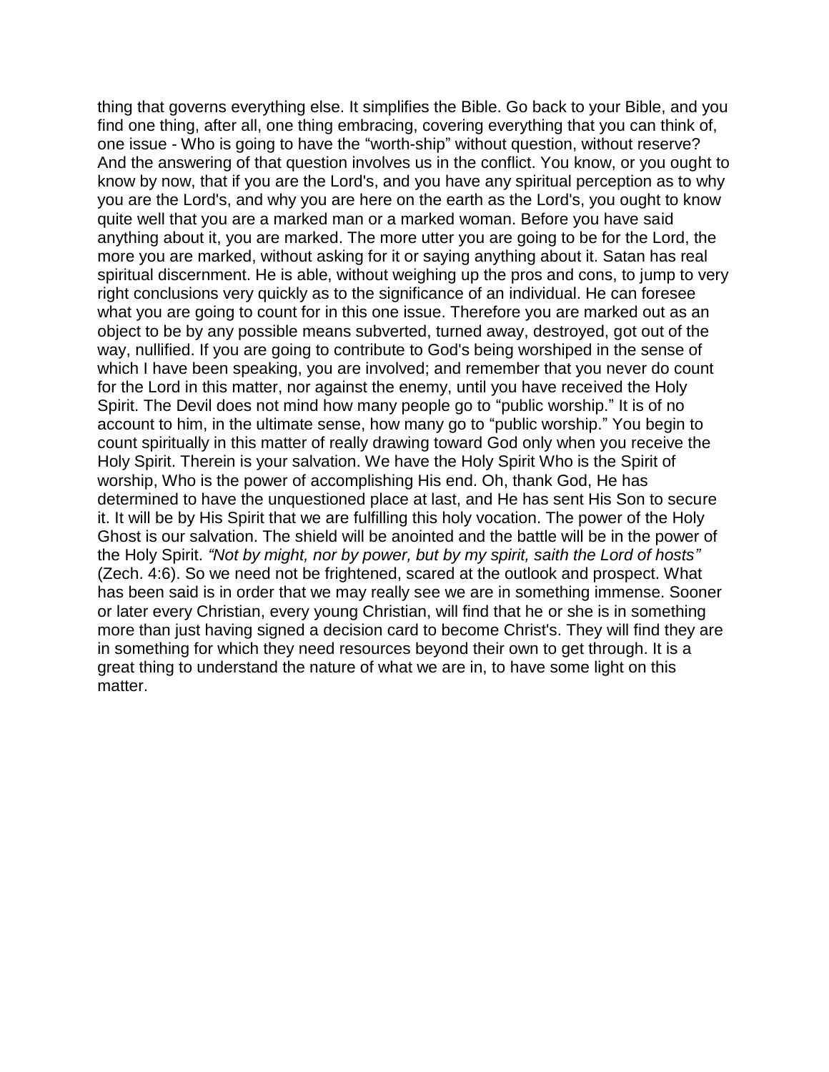thing that governs everything else. It simplifies the Bible. Go back to your Bible, and you find one thing, after all, one thing embracing, covering everything that you can think of, one issue - Who is going to have the "worth-ship" without question, without reserve? And the answering of that question involves us in the conflict. You know, or you ought to know by now, that if you are the Lord's, and you have any spiritual perception as to why you are the Lord's, and why you are here on the earth as the Lord's, you ought to know quite well that you are a marked man or a marked woman. Before you have said anything about it, you are marked. The more utter you are going to be for the Lord, the more you are marked, without asking for it or saying anything about it. Satan has real spiritual discernment. He is able, without weighing up the pros and cons, to jump to very right conclusions very quickly as to the significance of an individual. He can foresee what you are going to count for in this one issue. Therefore you are marked out as an object to be by any possible means subverted, turned away, destroyed, got out of the way, nullified. If you are going to contribute to God's being worshiped in the sense of which I have been speaking, you are involved; and remember that you never do count for the Lord in this matter, nor against the enemy, until you have received the Holy Spirit. The Devil does not mind how many people go to "public worship." It is of no account to him, in the ultimate sense, how many go to "public worship." You begin to count spiritually in this matter of really drawing toward God only when you receive the Holy Spirit. Therein is your salvation. We have the Holy Spirit Who is the Spirit of worship, Who is the power of accomplishing His end. Oh, thank God, He has determined to have the unquestioned place at last, and He has sent His Son to secure it. It will be by His Spirit that we are fulfilling this holy vocation. The power of the Holy Ghost is our salvation. The shield will be anointed and the battle will be in the power of the Holy Spirit. *"Not by might, nor by power, but by my spirit, saith the Lord of hosts"* (Zech. 4:6). So we need not be frightened, scared at the outlook and prospect. What has been said is in order that we may really see we are in something immense. Sooner or later every Christian, every young Christian, will find that he or she is in something more than just having signed a decision card to become Christ's. They will find they are in something for which they need resources beyond their own to get through. It is a great thing to understand the nature of what we are in, to have some light on this matter.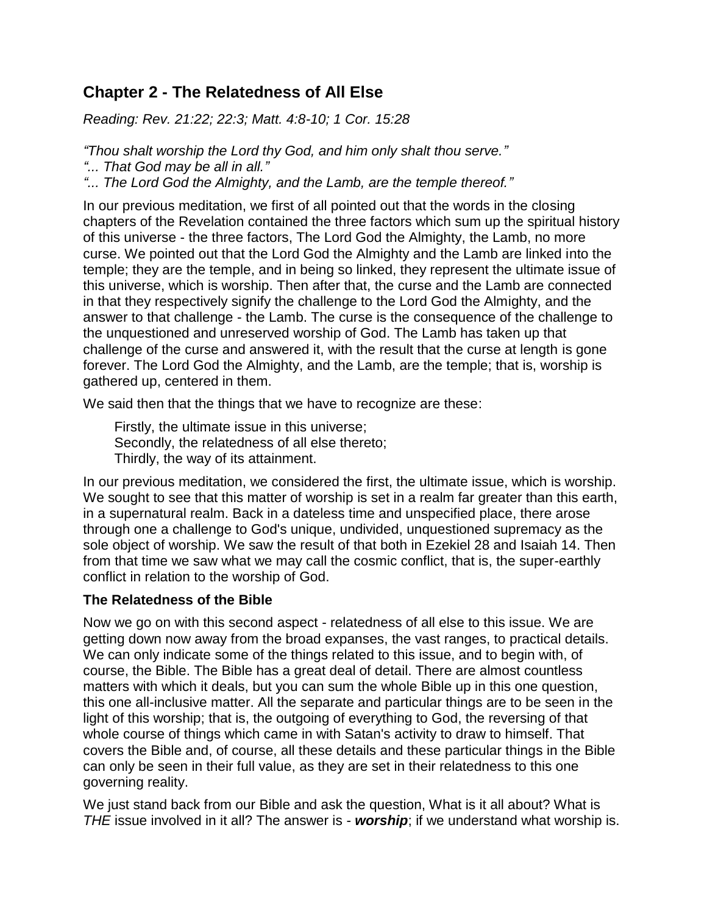## Chapter 2 - The Relatedness of All Else

*Reading: Rev. 21:22; 22:3; Matt. 4:8-10; 1 Cor. 15:28*

*"Thou shalt worship the Lord thy God, and him only shalt thou serve."*
*"... That God may be all in all."*
*"... The Lord God the Almighty, and the Lamb, are the temple thereof."*

In our previous meditation, we first of all pointed out that the words in the closing chapters of the Revelation contained the three factors which sum up the spiritual history of this universe - the three factors, The Lord God the Almighty, the Lamb, no more curse. We pointed out that the Lord God the Almighty and the Lamb are linked into the temple; they are the temple, and in being so linked, they represent the ultimate issue of this universe, which is worship. Then after that, the curse and the Lamb are connected in that they respectively signify the challenge to the Lord God the Almighty, and the answer to that challenge - the Lamb. The curse is the consequence of the challenge to the unquestioned and unreserved worship of God. The Lamb has taken up that challenge of the curse and answered it, with the result that the curse at length is gone forever. The Lord God the Almighty, and the Lamb, are the temple; that is, worship is gathered up, centered in them.

We said then that the things that we have to recognize are these:

> Firstly, the ultimate issue in this universe;
> Secondly, the relatedness of all else thereto;
> Thirdly, the way of its attainment.

In our previous meditation, we considered the first, the ultimate issue, which is worship. We sought to see that this matter of worship is set in a realm far greater than this earth, in a supernatural realm. Back in a dateless time and unspecified place, there arose through one a challenge to God's unique, undivided, unquestioned supremacy as the sole object of worship. We saw the result of that both in Ezekiel 28 and Isaiah 14. Then from that time we saw what we may call the cosmic conflict, that is, the super-earthly conflict in relation to the worship of God.

### The Relatedness of the Bible

Now we go on with this second aspect - relatedness of all else to this issue. We are getting down now away from the broad expanses, the vast ranges, to practical details. We can only indicate some of the things related to this issue, and to begin with, of course, the Bible. The Bible has a great deal of detail. There are almost countless matters with which it deals, but you can sum the whole Bible up in this one question, this one all-inclusive matter. All the separate and particular things are to be seen in the light of this worship; that is, the outgoing of everything to God, the reversing of that whole course of things which came in with Satan's activity to draw to himself. That covers the Bible and, of course, all these details and these particular things in the Bible can only be seen in their full value, as they are set in their relatedness to this one governing reality.

We just stand back from our Bible and ask the question, What is it all about? What is *THE* issue involved in it all? The answer is - ***worship***; if we understand what worship is.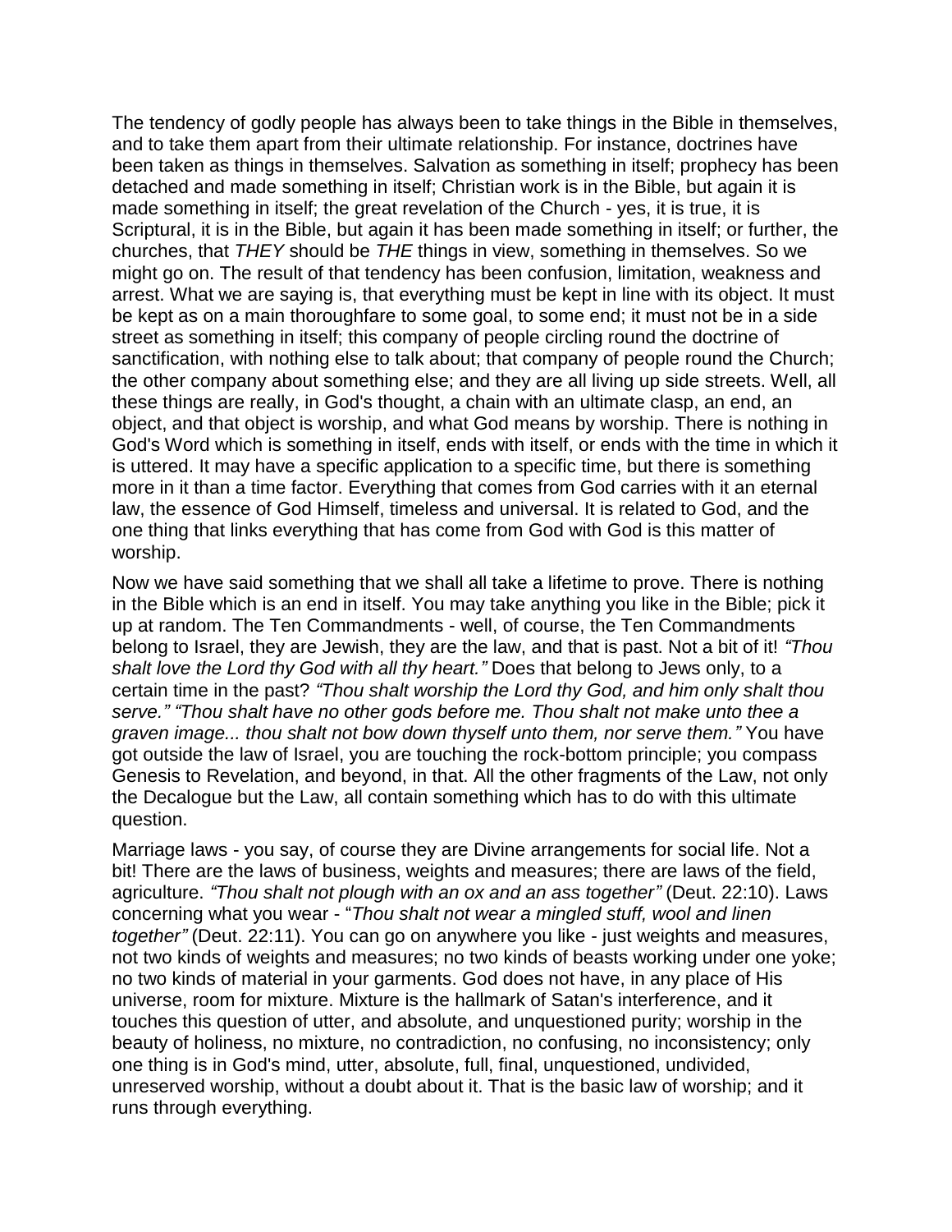The tendency of godly people has always been to take things in the Bible in themselves, and to take them apart from their ultimate relationship. For instance, doctrines have been taken as things in themselves. Salvation as something in itself; prophecy has been detached and made something in itself; Christian work is in the Bible, but again it is made something in itself; the great revelation of the Church - yes, it is true, it is Scriptural, it is in the Bible, but again it has been made something in itself; or further, the churches, that *THEY* should be *THE* things in view, something in themselves. So we might go on. The result of that tendency has been confusion, limitation, weakness and arrest. What we are saying is, that everything must be kept in line with its object. It must be kept as on a main thoroughfare to some goal, to some end; it must not be in a side street as something in itself; this company of people circling round the doctrine of sanctification, with nothing else to talk about; that company of people round the Church; the other company about something else; and they are all living up side streets. Well, all these things are really, in God's thought, a chain with an ultimate clasp, an end, an object, and that object is worship, and what God means by worship. There is nothing in God's Word which is something in itself, ends with itself, or ends with the time in which it is uttered. It may have a specific application to a specific time, but there is something more in it than a time factor. Everything that comes from God carries with it an eternal law, the essence of God Himself, timeless and universal. It is related to God, and the one thing that links everything that has come from God with God is this matter of worship.

Now we have said something that we shall all take a lifetime to prove. There is nothing in the Bible which is an end in itself. You may take anything you like in the Bible; pick it up at random. The Ten Commandments - well, of course, the Ten Commandments belong to Israel, they are Jewish, they are the law, and that is past. Not a bit of it! *"Thou shalt love the Lord thy God with all thy heart."* Does that belong to Jews only, to a certain time in the past? *"Thou shalt worship the Lord thy God, and him only shalt thou serve." "Thou shalt have no other gods before me. Thou shalt not make unto thee a graven image... thou shalt not bow down thyself unto them, nor serve them."* You have got outside the law of Israel, you are touching the rock-bottom principle; you compass Genesis to Revelation, and beyond, in that. All the other fragments of the Law, not only the Decalogue but the Law, all contain something which has to do with this ultimate question.

Marriage laws - you say, of course they are Divine arrangements for social life. Not a bit! There are the laws of business, weights and measures; there are laws of the field, agriculture. *"Thou shalt not plough with an ox and an ass together"* (Deut. 22:10). Laws concerning what you wear - "*Thou shalt not wear a mingled stuff, wool and linen together"* (Deut. 22:11). You can go on anywhere you like - just weights and measures, not two kinds of weights and measures; no two kinds of beasts working under one yoke; no two kinds of material in your garments. God does not have, in any place of His universe, room for mixture. Mixture is the hallmark of Satan's interference, and it touches this question of utter, and absolute, and unquestioned purity; worship in the beauty of holiness, no mixture, no contradiction, no confusing, no inconsistency; only one thing is in God's mind, utter, absolute, full, final, unquestioned, undivided, unreserved worship, without a doubt about it. That is the basic law of worship; and it runs through everything.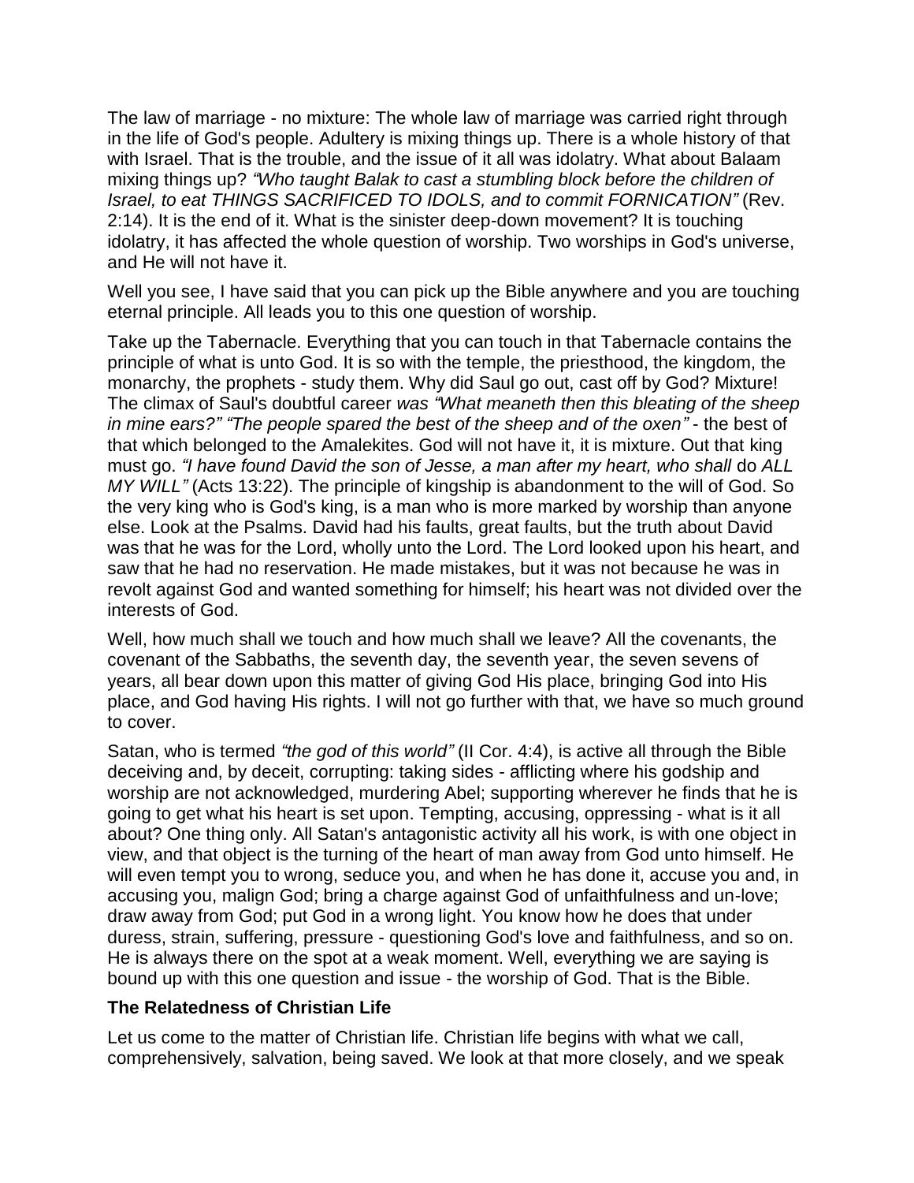The law of marriage - no mixture: The whole law of marriage was carried right through in the life of God's people. Adultery is mixing things up. There is a whole history of that with Israel. That is the trouble, and the issue of it all was idolatry. What about Balaam mixing things up? *"Who taught Balak to cast a stumbling block before the children of Israel, to eat THINGS SACRIFICED TO IDOLS, and to commit FORNICATION"* (Rev. 2:14). It is the end of it. What is the sinister deep-down movement? It is touching idolatry, it has affected the whole question of worship. Two worships in God's universe, and He will not have it.

Well you see, I have said that you can pick up the Bible anywhere and you are touching eternal principle. All leads you to this one question of worship.

Take up the Tabernacle. Everything that you can touch in that Tabernacle contains the principle of what is unto God. It is so with the temple, the priesthood, the kingdom, the monarchy, the prophets - study them. Why did Saul go out, cast off by God? Mixture! The climax of Saul's doubtful career *was "What meaneth then this bleating of the sheep in mine ears?" "The people spared the best of the sheep and of the oxen"* - the best of that which belonged to the Amalekites. God will not have it, it is mixture. Out that king must go. *"I have found David the son of Jesse, a man after my heart, who shall* do *ALL MY WILL"* (Acts 13:22). The principle of kingship is abandonment to the will of God. So the very king who is God's king, is a man who is more marked by worship than anyone else. Look at the Psalms. David had his faults, great faults, but the truth about David was that he was for the Lord, wholly unto the Lord. The Lord looked upon his heart, and saw that he had no reservation. He made mistakes, but it was not because he was in revolt against God and wanted something for himself; his heart was not divided over the interests of God.

Well, how much shall we touch and how much shall we leave? All the covenants, the covenant of the Sabbaths, the seventh day, the seventh year, the seven sevens of years, all bear down upon this matter of giving God His place, bringing God into His place, and God having His rights. I will not go further with that, we have so much ground to cover.

Satan, who is termed *"the god of this world"* (II Cor. 4:4), is active all through the Bible deceiving and, by deceit, corrupting: taking sides - afflicting where his godship and worship are not acknowledged, murdering Abel; supporting wherever he finds that he is going to get what his heart is set upon. Tempting, accusing, oppressing - what is it all about? One thing only. All Satan's antagonistic activity all his work, is with one object in view, and that object is the turning of the heart of man away from God unto himself. He will even tempt you to wrong, seduce you, and when he has done it, accuse you and, in accusing you, malign God; bring a charge against God of unfaithfulness and un-love; draw away from God; put God in a wrong light. You know how he does that under duress, strain, suffering, pressure - questioning God's love and faithfulness, and so on. He is always there on the spot at a weak moment. Well, everything we are saying is bound up with this one question and issue - the worship of God. That is the Bible.

## The Relatedness of Christian Life

Let us come to the matter of Christian life. Christian life begins with what we call, comprehensively, salvation, being saved. We look at that more closely, and we speak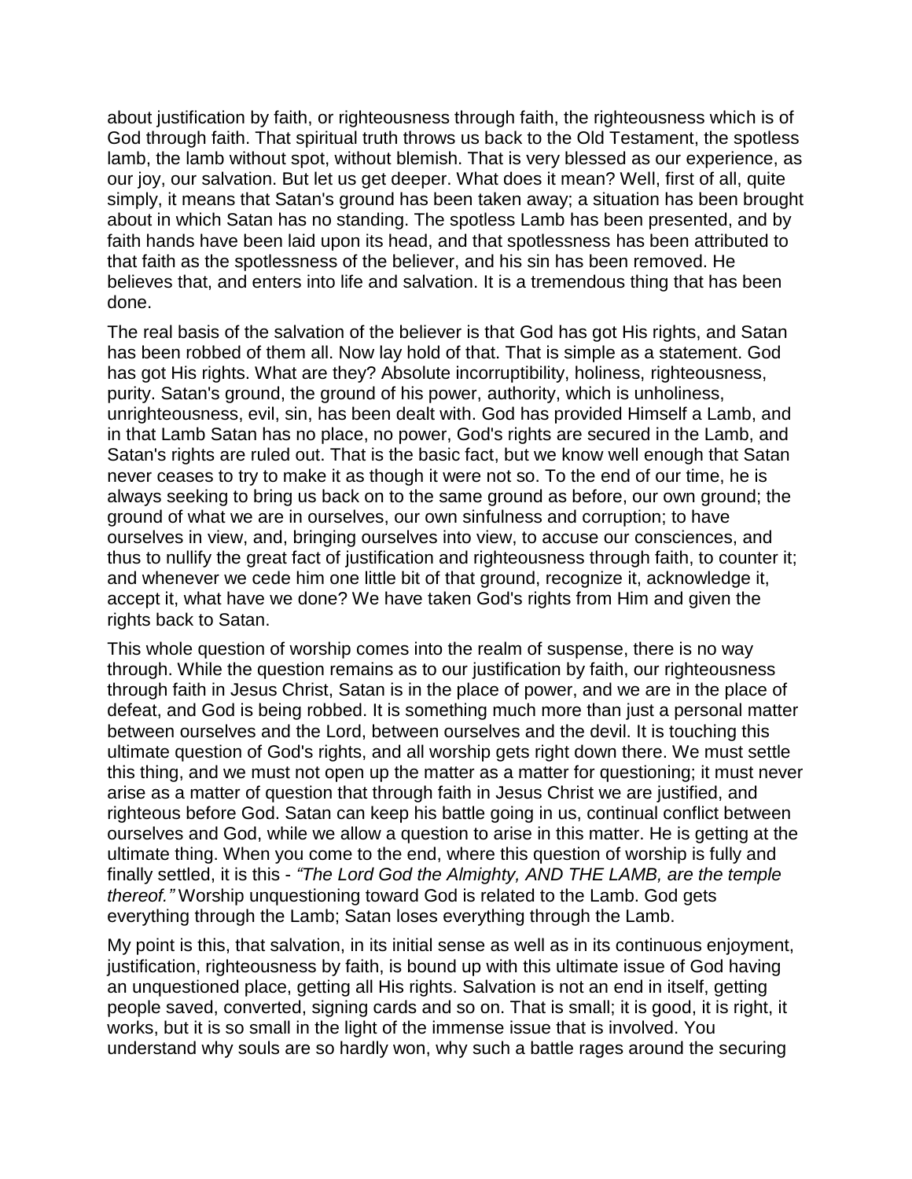about justification by faith, or righteousness through faith, the righteousness which is of God through faith. That spiritual truth throws us back to the Old Testament, the spotless lamb, the lamb without spot, without blemish. That is very blessed as our experience, as our joy, our salvation. But let us get deeper. What does it mean? Well, first of all, quite simply, it means that Satan's ground has been taken away; a situation has been brought about in which Satan has no standing. The spotless Lamb has been presented, and by faith hands have been laid upon its head, and that spotlessness has been attributed to that faith as the spotlessness of the believer, and his sin has been removed. He believes that, and enters into life and salvation. It is a tremendous thing that has been done.

The real basis of the salvation of the believer is that God has got His rights, and Satan has been robbed of them all. Now lay hold of that. That is simple as a statement. God has got His rights. What are they? Absolute incorruptibility, holiness, righteousness, purity. Satan's ground, the ground of his power, authority, which is unholiness, unrighteousness, evil, sin, has been dealt with. God has provided Himself a Lamb, and in that Lamb Satan has no place, no power, God's rights are secured in the Lamb, and Satan's rights are ruled out. That is the basic fact, but we know well enough that Satan never ceases to try to make it as though it were not so. To the end of our time, he is always seeking to bring us back on to the same ground as before, our own ground; the ground of what we are in ourselves, our own sinfulness and corruption; to have ourselves in view, and, bringing ourselves into view, to accuse our consciences, and thus to nullify the great fact of justification and righteousness through faith, to counter it; and whenever we cede him one little bit of that ground, recognize it, acknowledge it, accept it, what have we done? We have taken God's rights from Him and given the rights back to Satan.

This whole question of worship comes into the realm of suspense, there is no way through. While the question remains as to our justification by faith, our righteousness through faith in Jesus Christ, Satan is in the place of power, and we are in the place of defeat, and God is being robbed. It is something much more than just a personal matter between ourselves and the Lord, between ourselves and the devil. It is touching this ultimate question of God's rights, and all worship gets right down there. We must settle this thing, and we must not open up the matter as a matter for questioning; it must never arise as a matter of question that through faith in Jesus Christ we are justified, and righteous before God. Satan can keep his battle going in us, continual conflict between ourselves and God, while we allow a question to arise in this matter. He is getting at the ultimate thing. When you come to the end, where this question of worship is fully and finally settled, it is this - *"The Lord God the Almighty, AND THE LAMB, are the temple thereof."* Worship unquestioning toward God is related to the Lamb. God gets everything through the Lamb; Satan loses everything through the Lamb.

My point is this, that salvation, in its initial sense as well as in its continuous enjoyment, justification, righteousness by faith, is bound up with this ultimate issue of God having an unquestioned place, getting all His rights. Salvation is not an end in itself, getting people saved, converted, signing cards and so on. That is small; it is good, it is right, it works, but it is so small in the light of the immense issue that is involved. You understand why souls are so hardly won, why such a battle rages around the securing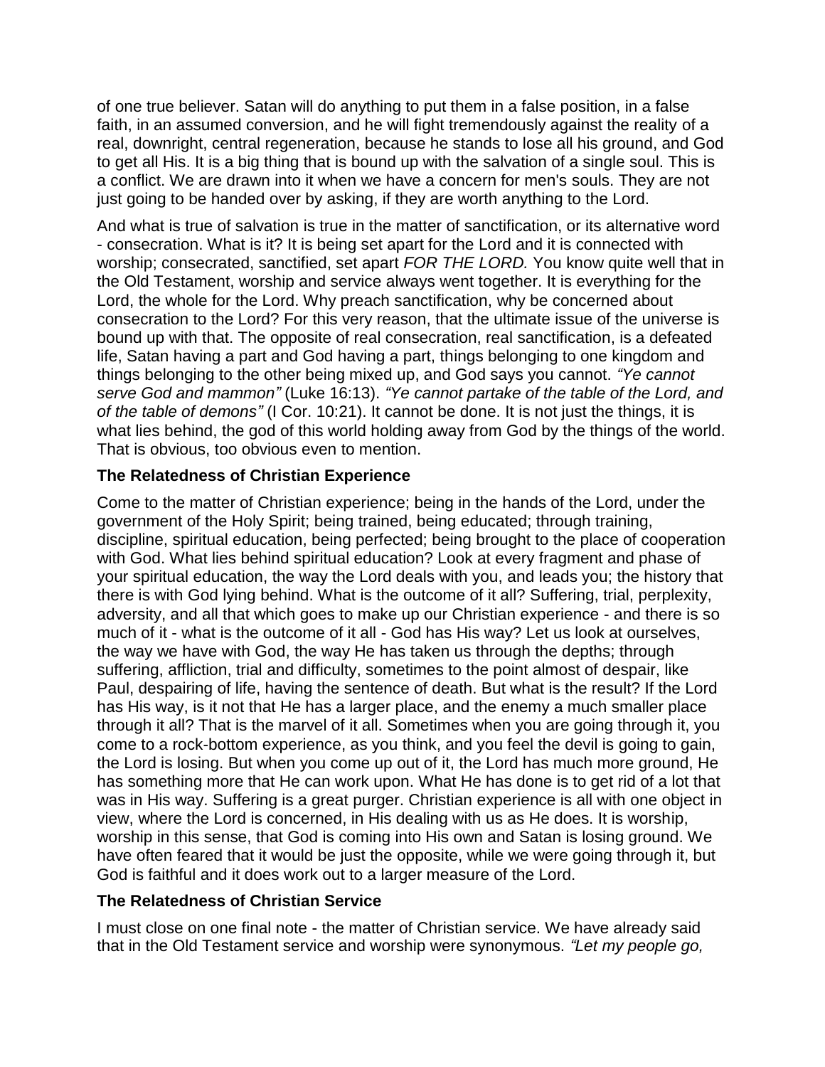of one true believer. Satan will do anything to put them in a false position, in a false faith, in an assumed conversion, and he will fight tremendously against the reality of a real, downright, central regeneration, because he stands to lose all his ground, and God to get all His. It is a big thing that is bound up with the salvation of a single soul. This is a conflict. We are drawn into it when we have a concern for men's souls. They are not just going to be handed over by asking, if they are worth anything to the Lord.

And what is true of salvation is true in the matter of sanctification, or its alternative word - consecration. What is it? It is being set apart for the Lord and it is connected with worship; consecrated, sanctified, set apart *FOR THE LORD.* You know quite well that in the Old Testament, worship and service always went together. It is everything for the Lord, the whole for the Lord. Why preach sanctification, why be concerned about consecration to the Lord? For this very reason, that the ultimate issue of the universe is bound up with that. The opposite of real consecration, real sanctification, is a defeated life, Satan having a part and God having a part, things belonging to one kingdom and things belonging to the other being mixed up, and God says you cannot. *"Ye cannot serve God and mammon"* (Luke 16:13). *"Ye cannot partake of the table of the Lord, and of the table of demons"* (I Cor. 10:21). It cannot be done. It is not just the things, it is what lies behind, the god of this world holding away from God by the things of the world. That is obvious, too obvious even to mention.

### The Relatedness of Christian Experience

Come to the matter of Christian experience; being in the hands of the Lord, under the government of the Holy Spirit; being trained, being educated; through training, discipline, spiritual education, being perfected; being brought to the place of cooperation with God. What lies behind spiritual education? Look at every fragment and phase of your spiritual education, the way the Lord deals with you, and leads you; the history that there is with God lying behind. What is the outcome of it all? Suffering, trial, perplexity, adversity, and all that which goes to make up our Christian experience - and there is so much of it - what is the outcome of it all - God has His way? Let us look at ourselves, the way we have with God, the way He has taken us through the depths; through suffering, affliction, trial and difficulty, sometimes to the point almost of despair, like Paul, despairing of life, having the sentence of death. But what is the result? If the Lord has His way, is it not that He has a larger place, and the enemy a much smaller place through it all? That is the marvel of it all. Sometimes when you are going through it, you come to a rock-bottom experience, as you think, and you feel the devil is going to gain, the Lord is losing. But when you come up out of it, the Lord has much more ground, He has something more that He can work upon. What He has done is to get rid of a lot that was in His way. Suffering is a great purger. Christian experience is all with one object in view, where the Lord is concerned, in His dealing with us as He does. It is worship, worship in this sense, that God is coming into His own and Satan is losing ground. We have often feared that it would be just the opposite, while we were going through it, but God is faithful and it does work out to a larger measure of the Lord.

### The Relatedness of Christian Service

I must close on one final note - the matter of Christian service. We have already said that in the Old Testament service and worship were synonymous. *"Let my people go,*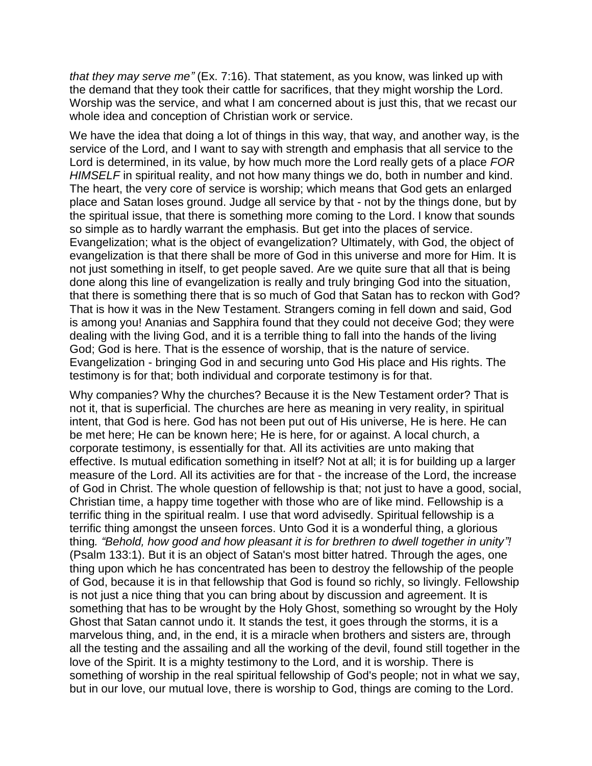*that they may serve me"* (Ex. 7:16). That statement, as you know, was linked up with the demand that they took their cattle for sacrifices, that they might worship the Lord. Worship was the service, and what I am concerned about is just this, that we recast our whole idea and conception of Christian work or service.

We have the idea that doing a lot of things in this way, that way, and another way, is the service of the Lord, and I want to say with strength and emphasis that all service to the Lord is determined, in its value, by how much more the Lord really gets of a place *FOR HIMSELF* in spiritual reality, and not how many things we do, both in number and kind. The heart, the very core of service is worship; which means that God gets an enlarged place and Satan loses ground. Judge all service by that - not by the things done, but by the spiritual issue, that there is something more coming to the Lord. I know that sounds so simple as to hardly warrant the emphasis. But get into the places of service. Evangelization; what is the object of evangelization? Ultimately, with God, the object of evangelization is that there shall be more of God in this universe and more for Him. It is not just something in itself, to get people saved. Are we quite sure that all that is being done along this line of evangelization is really and truly bringing God into the situation, that there is something there that is so much of God that Satan has to reckon with God? That is how it was in the New Testament. Strangers coming in fell down and said, God is among you! Ananias and Sapphira found that they could not deceive God; they were dealing with the living God, and it is a terrible thing to fall into the hands of the living God; God is here. That is the essence of worship, that is the nature of service. Evangelization - bringing God in and securing unto God His place and His rights. The testimony is for that; both individual and corporate testimony is for that.

Why companies? Why the churches? Because it is the New Testament order? That is not it, that is superficial. The churches are here as meaning in very reality, in spiritual intent, that God is here. God has not been put out of His universe, He is here. He can be met here; He can be known here; He is here, for or against. A local church, a corporate testimony, is essentially for that. All its activities are unto making that effective. Is mutual edification something in itself? Not at all; it is for building up a larger measure of the Lord. All its activities are for that - the increase of the Lord, the increase of God in Christ. The whole question of fellowship is that; not just to have a good, social, Christian time, a happy time together with those who are of like mind. Fellowship is a terrific thing in the spiritual realm. I use that word advisedly. Spiritual fellowship is a terrific thing amongst the unseen forces. Unto God it is a wonderful thing, a glorious thing. *"Behold, how good and how pleasant it is for brethren to dwell together in unity"!* (Psalm 133:1). But it is an object of Satan's most bitter hatred. Through the ages, one thing upon which he has concentrated has been to destroy the fellowship of the people of God, because it is in that fellowship that God is found so richly, so livingly. Fellowship is not just a nice thing that you can bring about by discussion and agreement. It is something that has to be wrought by the Holy Ghost, something so wrought by the Holy Ghost that Satan cannot undo it. It stands the test, it goes through the storms, it is a marvelous thing, and, in the end, it is a miracle when brothers and sisters are, through all the testing and the assailing and all the working of the devil, found still together in the love of the Spirit. It is a mighty testimony to the Lord, and it is worship. There is something of worship in the real spiritual fellowship of God's people; not in what we say, but in our love, our mutual love, there is worship to God, things are coming to the Lord.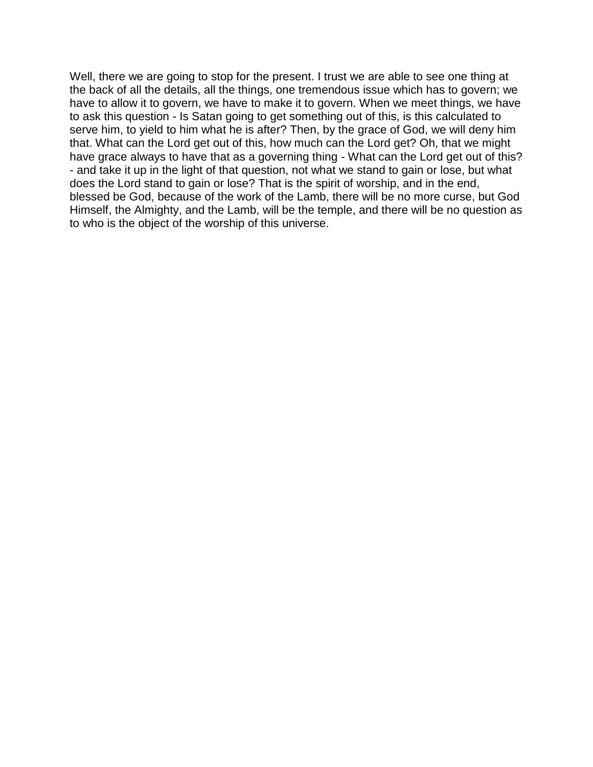Well, there we are going to stop for the present. I trust we are able to see one thing at the back of all the details, all the things, one tremendous issue which has to govern; we have to allow it to govern, we have to make it to govern. When we meet things, we have to ask this question - Is Satan going to get something out of this, is this calculated to serve him, to yield to him what he is after? Then, by the grace of God, we will deny him that. What can the Lord get out of this, how much can the Lord get? Oh, that we might have grace always to have that as a governing thing - What can the Lord get out of this? - and take it up in the light of that question, not what we stand to gain or lose, but what does the Lord stand to gain or lose? That is the spirit of worship, and in the end, blessed be God, because of the work of the Lamb, there will be no more curse, but God Himself, the Almighty, and the Lamb, will be the temple, and there will be no question as to who is the object of the worship of this universe.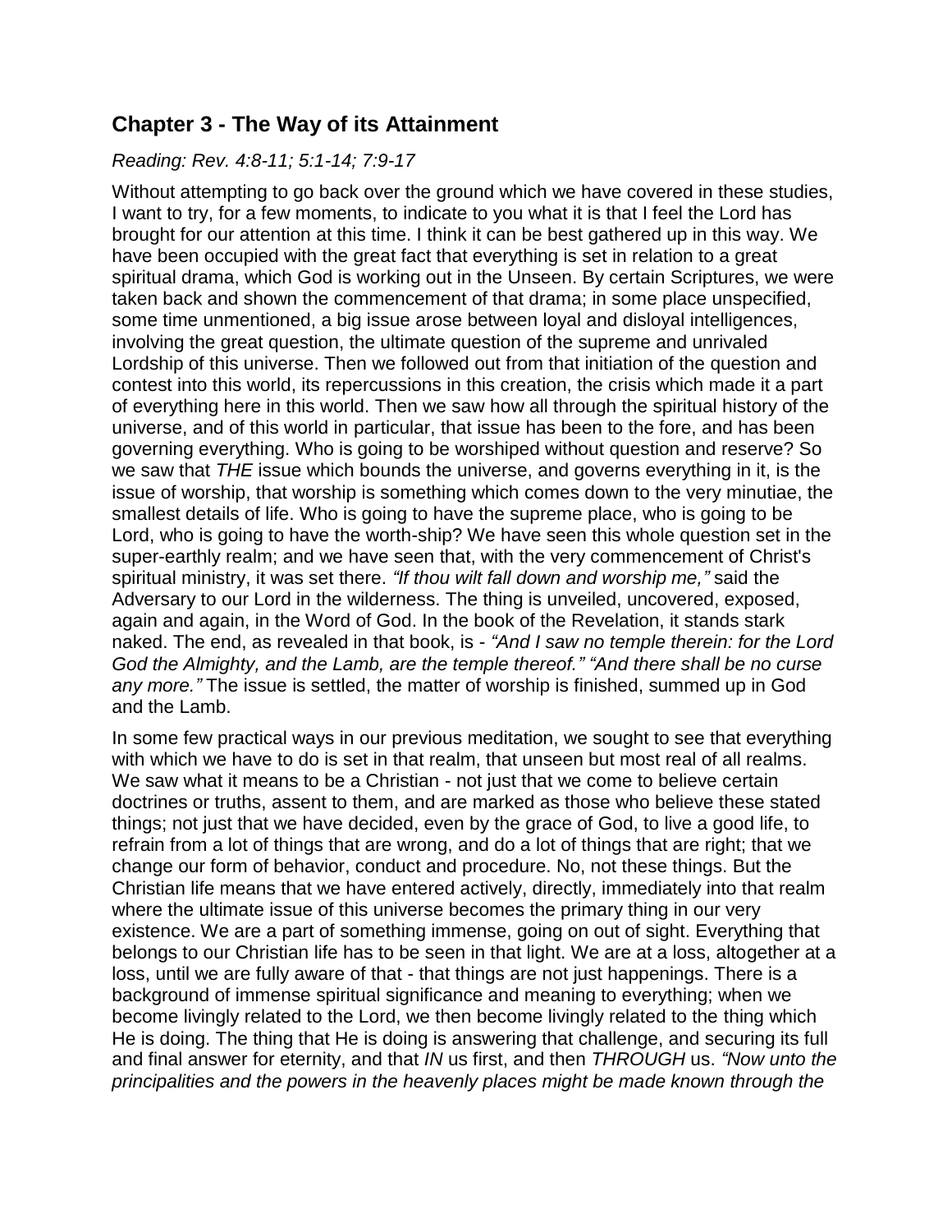## Chapter 3 - The Way of its Attainment

*Reading: Rev. 4:8-11; 5:1-14; 7:9-17*

Without attempting to go back over the ground which we have covered in these studies, I want to try, for a few moments, to indicate to you what it is that I feel the Lord has brought for our attention at this time. I think it can be best gathered up in this way. We have been occupied with the great fact that everything is set in relation to a great spiritual drama, which God is working out in the Unseen. By certain Scriptures, we were taken back and shown the commencement of that drama; in some place unspecified, some time unmentioned, a big issue arose between loyal and disloyal intelligences, involving the great question, the ultimate question of the supreme and unrivaled Lordship of this universe. Then we followed out from that initiation of the question and contest into this world, its repercussions in this creation, the crisis which made it a part of everything here in this world. Then we saw how all through the spiritual history of the universe, and of this world in particular, that issue has been to the fore, and has been governing everything. Who is going to be worshiped without question and reserve? So we saw that *THE* issue which bounds the universe, and governs everything in it, is the issue of worship, that worship is something which comes down to the very minutiae, the smallest details of life. Who is going to have the supreme place, who is going to be Lord, who is going to have the worth-ship? We have seen this whole question set in the super-earthly realm; and we have seen that, with the very commencement of Christ's spiritual ministry, it was set there. *"If thou wilt fall down and worship me,"* said the Adversary to our Lord in the wilderness. The thing is unveiled, uncovered, exposed, again and again, in the Word of God. In the book of the Revelation, it stands stark naked. The end, as revealed in that book, is - *"And I saw no temple therein: for the Lord God the Almighty, and the Lamb, are the temple thereof." "And there shall be no curse any more."* The issue is settled, the matter of worship is finished, summed up in God and the Lamb.

In some few practical ways in our previous meditation, we sought to see that everything with which we have to do is set in that realm, that unseen but most real of all realms. We saw what it means to be a Christian - not just that we come to believe certain doctrines or truths, assent to them, and are marked as those who believe these stated things; not just that we have decided, even by the grace of God, to live a good life, to refrain from a lot of things that are wrong, and do a lot of things that are right; that we change our form of behavior, conduct and procedure. No, not these things. But the Christian life means that we have entered actively, directly, immediately into that realm where the ultimate issue of this universe becomes the primary thing in our very existence. We are a part of something immense, going on out of sight. Everything that belongs to our Christian life has to be seen in that light. We are at a loss, altogether at a loss, until we are fully aware of that - that things are not just happenings. There is a background of immense spiritual significance and meaning to everything; when we become livingly related to the Lord, we then become livingly related to the thing which He is doing. The thing that He is doing is answering that challenge, and securing its full and final answer for eternity, and that *IN* us first, and then *THROUGH* us. *"Now unto the principalities and the powers in the heavenly places might be made known through the*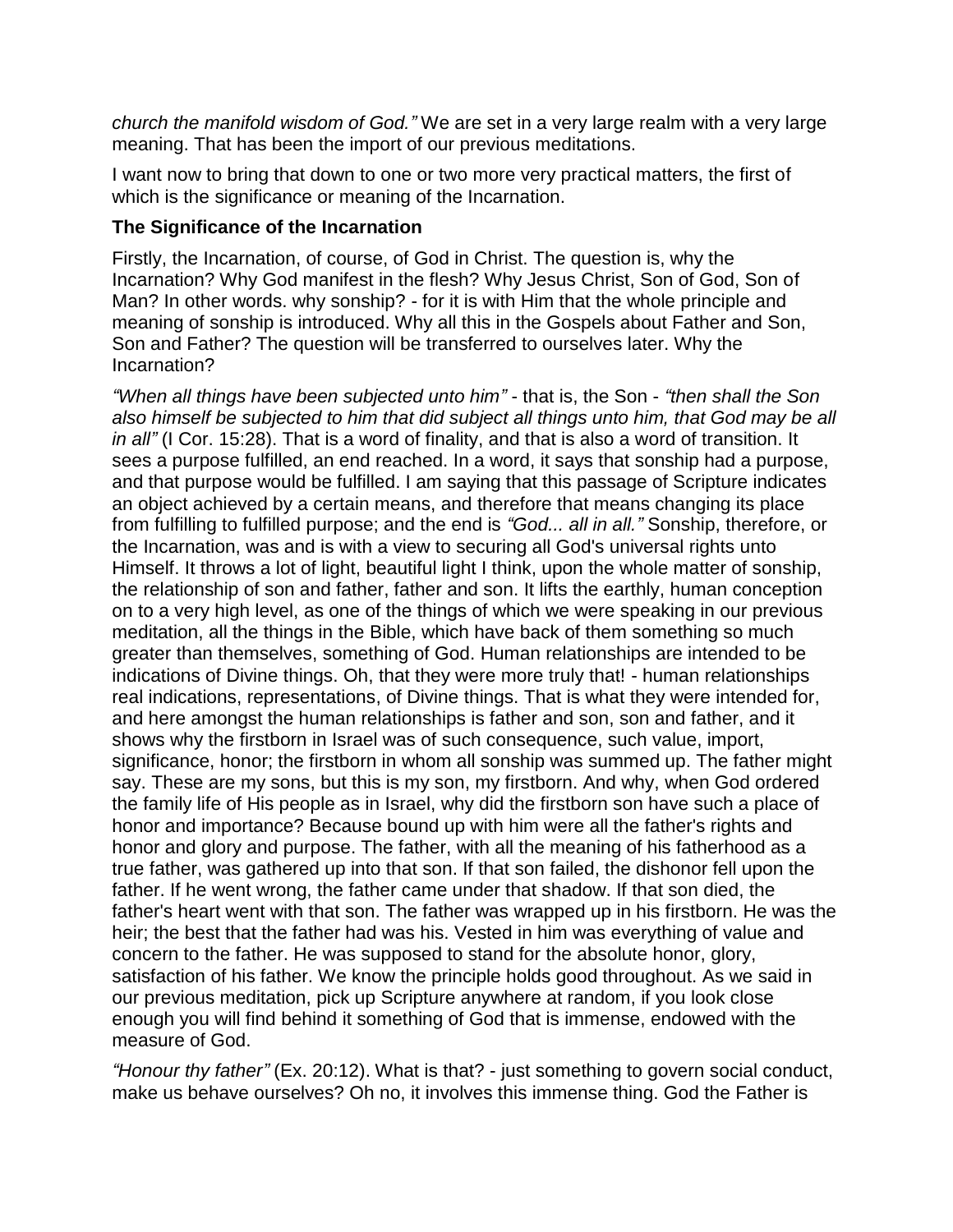*church the manifold wisdom of God."* We are set in a very large realm with a very large meaning. That has been the import of our previous meditations.

I want now to bring that down to one or two more very practical matters, the first of which is the significance or meaning of the Incarnation.

### The Significance of the Incarnation

Firstly, the Incarnation, of course, of God in Christ. The question is, why the Incarnation? Why God manifest in the flesh? Why Jesus Christ, Son of God, Son of Man? In other words. why sonship? - for it is with Him that the whole principle and meaning of sonship is introduced. Why all this in the Gospels about Father and Son, Son and Father? The question will be transferred to ourselves later. Why the Incarnation?

*"When all things have been subjected unto him"* - that is, the Son - *"then shall the Son also himself be subjected to him that did subject all things unto him, that God may be all in all"* (I Cor. 15:28). That is a word of finality, and that is also a word of transition. It sees a purpose fulfilled, an end reached. In a word, it says that sonship had a purpose, and that purpose would be fulfilled. I am saying that this passage of Scripture indicates an object achieved by a certain means, and therefore that means changing its place from fulfilling to fulfilled purpose; and the end is *"God... all in all."* Sonship, therefore, or the Incarnation, was and is with a view to securing all God's universal rights unto Himself. It throws a lot of light, beautiful light I think, upon the whole matter of sonship, the relationship of son and father, father and son. It lifts the earthly, human conception on to a very high level, as one of the things of which we were speaking in our previous meditation, all the things in the Bible, which have back of them something so much greater than themselves, something of God. Human relationships are intended to be indications of Divine things. Oh, that they were more truly that! - human relationships real indications, representations, of Divine things. That is what they were intended for, and here amongst the human relationships is father and son, son and father, and it shows why the firstborn in Israel was of such consequence, such value, import, significance, honor; the firstborn in whom all sonship was summed up. The father might say. These are my sons, but this is my son, my firstborn. And why, when God ordered the family life of His people as in Israel, why did the firstborn son have such a place of honor and importance? Because bound up with him were all the father's rights and honor and glory and purpose. The father, with all the meaning of his fatherhood as a true father, was gathered up into that son. If that son failed, the dishonor fell upon the father. If he went wrong, the father came under that shadow. If that son died, the father's heart went with that son. The father was wrapped up in his firstborn. He was the heir; the best that the father had was his. Vested in him was everything of value and concern to the father. He was supposed to stand for the absolute honor, glory, satisfaction of his father. We know the principle holds good throughout. As we said in our previous meditation, pick up Scripture anywhere at random, if you look close enough you will find behind it something of God that is immense, endowed with the measure of God.

*"Honour thy father"* (Ex. 20:12). What is that? - just something to govern social conduct, make us behave ourselves? Oh no, it involves this immense thing. God the Father is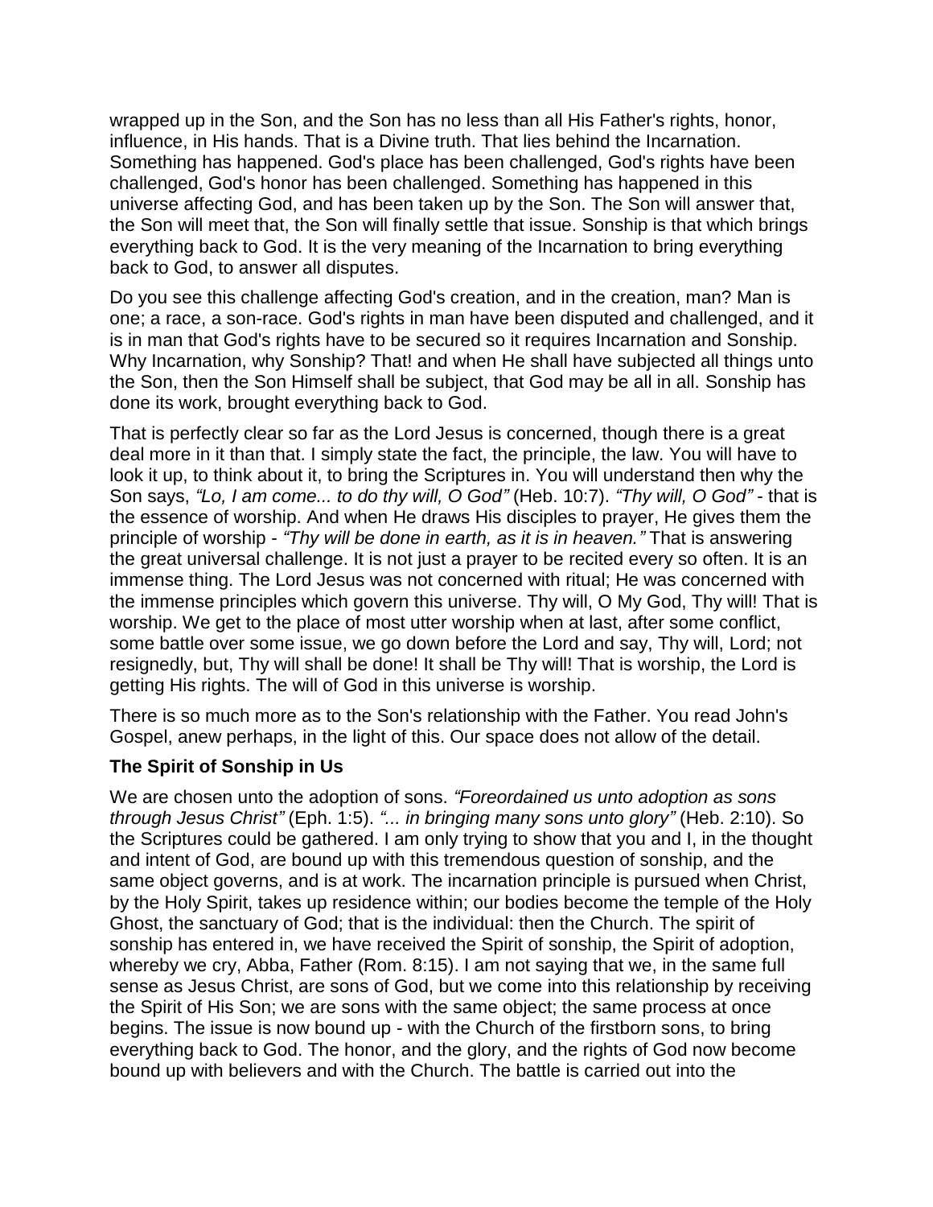wrapped up in the Son, and the Son has no less than all His Father's rights, honor, influence, in His hands. That is a Divine truth. That lies behind the Incarnation. Something has happened. God's place has been challenged, God's rights have been challenged, God's honor has been challenged. Something has happened in this universe affecting God, and has been taken up by the Son. The Son will answer that, the Son will meet that, the Son will finally settle that issue. Sonship is that which brings everything back to God. It is the very meaning of the Incarnation to bring everything back to God, to answer all disputes.

Do you see this challenge affecting God's creation, and in the creation, man? Man is one; a race, a son-race. God's rights in man have been disputed and challenged, and it is in man that God's rights have to be secured so it requires Incarnation and Sonship. Why Incarnation, why Sonship? That! and when He shall have subjected all things unto the Son, then the Son Himself shall be subject, that God may be all in all. Sonship has done its work, brought everything back to God.

That is perfectly clear so far as the Lord Jesus is concerned, though there is a great deal more in it than that. I simply state the fact, the principle, the law. You will have to look it up, to think about it, to bring the Scriptures in. You will understand then why the Son says, *"Lo, I am come... to do thy will, O God"* (Heb. 10:7). *"Thy will, O God"* - that is the essence of worship. And when He draws His disciples to prayer, He gives them the principle of worship - *"Thy will be done in earth, as it is in heaven."* That is answering the great universal challenge. It is not just a prayer to be recited every so often. It is an immense thing. The Lord Jesus was not concerned with ritual; He was concerned with the immense principles which govern this universe. Thy will, O My God, Thy will! That is worship. We get to the place of most utter worship when at last, after some conflict, some battle over some issue, we go down before the Lord and say, Thy will, Lord; not resignedly, but, Thy will shall be done! It shall be Thy will! That is worship, the Lord is getting His rights. The will of God in this universe is worship.

There is so much more as to the Son's relationship with the Father. You read John's Gospel, anew perhaps, in the light of this. Our space does not allow of the detail.

### The Spirit of Sonship in Us

We are chosen unto the adoption of sons. *"Foreordained us unto adoption as sons through Jesus Christ"* (Eph. 1:5). *"... in bringing many sons unto glory"* (Heb. 2:10). So the Scriptures could be gathered. I am only trying to show that you and I, in the thought and intent of God, are bound up with this tremendous question of sonship, and the same object governs, and is at work. The incarnation principle is pursued when Christ, by the Holy Spirit, takes up residence within; our bodies become the temple of the Holy Ghost, the sanctuary of God; that is the individual: then the Church. The spirit of sonship has entered in, we have received the Spirit of sonship, the Spirit of adoption, whereby we cry, Abba, Father (Rom. 8:15). I am not saying that we, in the same full sense as Jesus Christ, are sons of God, but we come into this relationship by receiving the Spirit of His Son; we are sons with the same object; the same process at once begins. The issue is now bound up - with the Church of the firstborn sons, to bring everything back to God. The honor, and the glory, and the rights of God now become bound up with believers and with the Church. The battle is carried out into the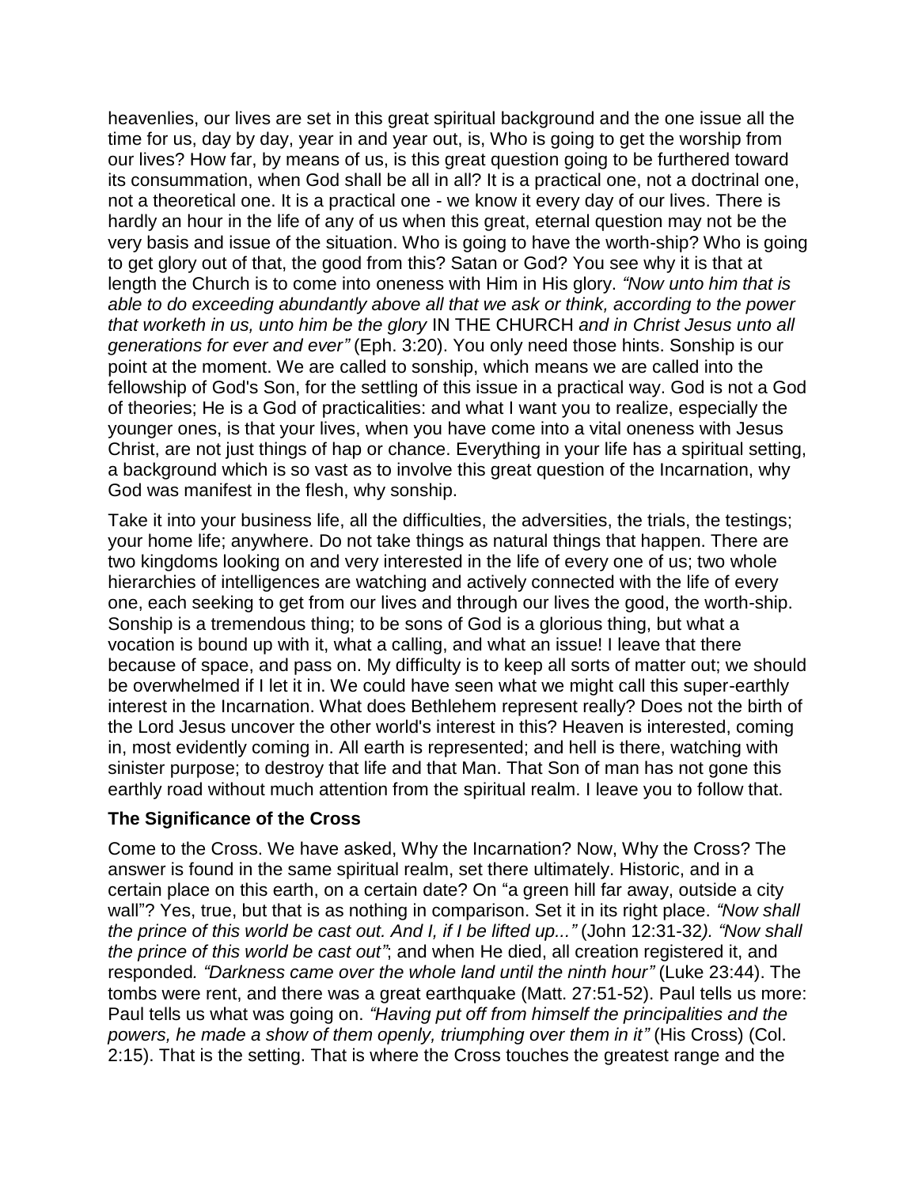heavenlies, our lives are set in this great spiritual background and the one issue all the time for us, day by day, year in and year out, is, Who is going to get the worship from our lives? How far, by means of us, is this great question going to be furthered toward its consummation, when God shall be all in all? It is a practical one, not a doctrinal one, not a theoretical one. It is a practical one - we know it every day of our lives. There is hardly an hour in the life of any of us when this great, eternal question may not be the very basis and issue of the situation. Who is going to have the worth-ship? Who is going to get glory out of that, the good from this? Satan or God? You see why it is that at length the Church is to come into oneness with Him in His glory. *"Now unto him that is able to do exceeding abundantly above all that we ask or think, according to the power that worketh in us, unto him be the glory* IN THE CHURCH *and in Christ Jesus unto all generations for ever and ever"* (Eph. 3:20). You only need those hints. Sonship is our point at the moment. We are called to sonship, which means we are called into the fellowship of God's Son, for the settling of this issue in a practical way. God is not a God of theories; He is a God of practicalities: and what I want you to realize, especially the younger ones, is that your lives, when you have come into a vital oneness with Jesus Christ, are not just things of hap or chance. Everything in your life has a spiritual setting, a background which is so vast as to involve this great question of the Incarnation, why God was manifest in the flesh, why sonship.

Take it into your business life, all the difficulties, the adversities, the trials, the testings; your home life; anywhere. Do not take things as natural things that happen. There are two kingdoms looking on and very interested in the life of every one of us; two whole hierarchies of intelligences are watching and actively connected with the life of every one, each seeking to get from our lives and through our lives the good, the worth-ship. Sonship is a tremendous thing; to be sons of God is a glorious thing, but what a vocation is bound up with it, what a calling, and what an issue! I leave that there because of space, and pass on. My difficulty is to keep all sorts of matter out; we should be overwhelmed if I let it in. We could have seen what we might call this super-earthly interest in the Incarnation. What does Bethlehem represent really? Does not the birth of the Lord Jesus uncover the other world's interest in this? Heaven is interested, coming in, most evidently coming in. All earth is represented; and hell is there, watching with sinister purpose; to destroy that life and that Man. That Son of man has not gone this earthly road without much attention from the spiritual realm. I leave you to follow that.

### The Significance of the Cross

Come to the Cross. We have asked, Why the Incarnation? Now, Why the Cross? The answer is found in the same spiritual realm, set there ultimately. Historic, and in a certain place on this earth, on a certain date? On "a green hill far away, outside a city wall"? Yes, true, but that is as nothing in comparison. Set it in its right place. *"Now shall the prince of this world be cast out. And I, if I be lifted up..."* (John 12:31-32). *"Now shall the prince of this world be cast out"*; and when He died, all creation registered it, and responded. *"Darkness came over the whole land until the ninth hour"* (Luke 23:44). The tombs were rent, and there was a great earthquake (Matt. 27:51-52). Paul tells us more: Paul tells us what was going on. *"Having put off from himself the principalities and the powers, he made a show of them openly, triumphing over them in it"* (His Cross) (Col. 2:15). That is the setting. That is where the Cross touches the greatest range and the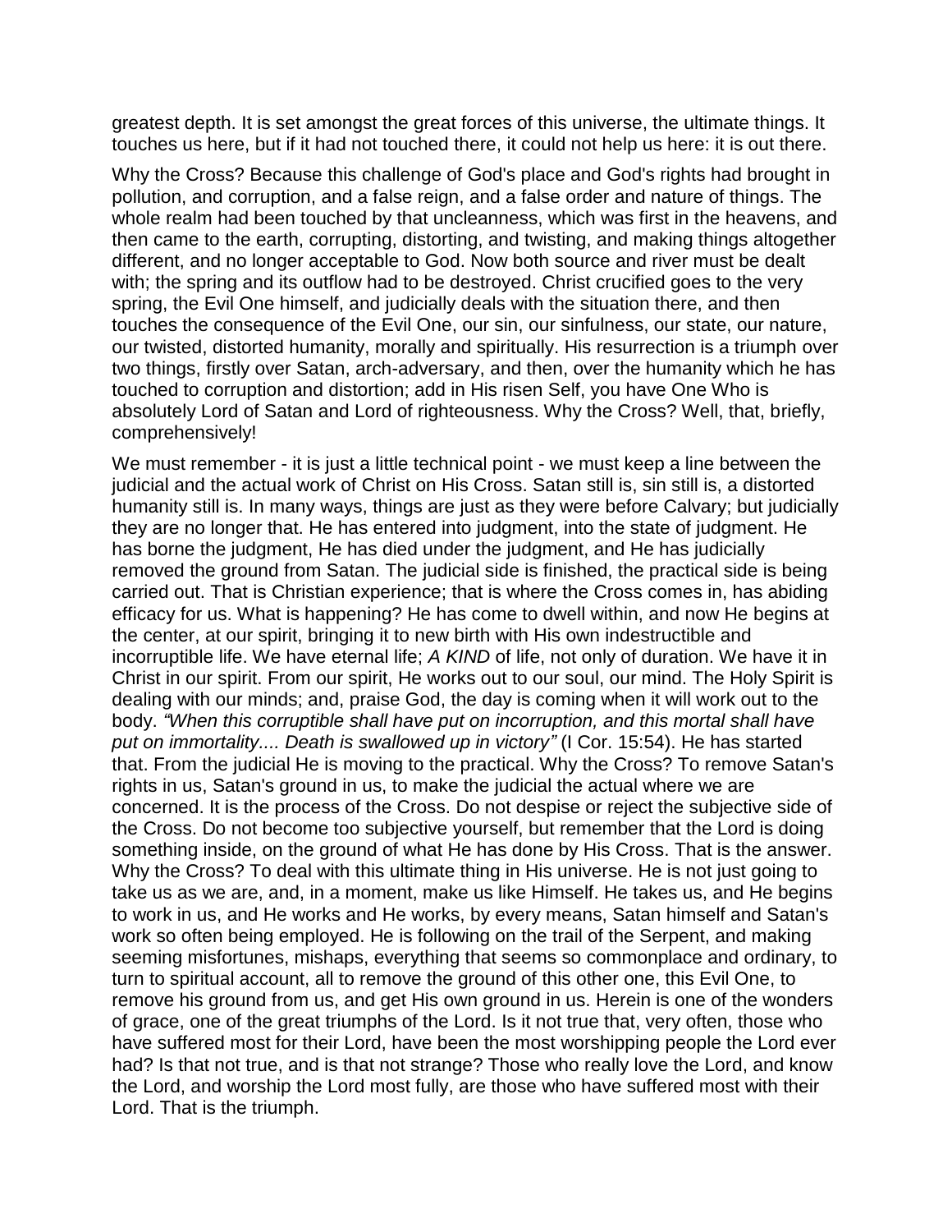greatest depth. It is set amongst the great forces of this universe, the ultimate things. It touches us here, but if it had not touched there, it could not help us here: it is out there.

Why the Cross? Because this challenge of God's place and God's rights had brought in pollution, and corruption, and a false reign, and a false order and nature of things. The whole realm had been touched by that uncleanness, which was first in the heavens, and then came to the earth, corrupting, distorting, and twisting, and making things altogether different, and no longer acceptable to God. Now both source and river must be dealt with; the spring and its outflow had to be destroyed. Christ crucified goes to the very spring, the Evil One himself, and judicially deals with the situation there, and then touches the consequence of the Evil One, our sin, our sinfulness, our state, our nature, our twisted, distorted humanity, morally and spiritually. His resurrection is a triumph over two things, firstly over Satan, arch-adversary, and then, over the humanity which he has touched to corruption and distortion; add in His risen Self, you have One Who is absolutely Lord of Satan and Lord of righteousness. Why the Cross? Well, that, briefly, comprehensively!

We must remember - it is just a little technical point - we must keep a line between the judicial and the actual work of Christ on His Cross. Satan still is, sin still is, a distorted humanity still is. In many ways, things are just as they were before Calvary; but judicially they are no longer that. He has entered into judgment, into the state of judgment. He has borne the judgment, He has died under the judgment, and He has judicially removed the ground from Satan. The judicial side is finished, the practical side is being carried out. That is Christian experience; that is where the Cross comes in, has abiding efficacy for us. What is happening? He has come to dwell within, and now He begins at the center, at our spirit, bringing it to new birth with His own indestructible and incorruptible life. We have eternal life; *A KIND* of life, not only of duration. We have it in Christ in our spirit. From our spirit, He works out to our soul, our mind. The Holy Spirit is dealing with our minds; and, praise God, the day is coming when it will work out to the body. *"When this corruptible shall have put on incorruption, and this mortal shall have put on immortality.... Death is swallowed up in victory"* (I Cor. 15:54). He has started that. From the judicial He is moving to the practical. Why the Cross? To remove Satan's rights in us, Satan's ground in us, to make the judicial the actual where we are concerned. It is the process of the Cross. Do not despise or reject the subjective side of the Cross. Do not become too subjective yourself, but remember that the Lord is doing something inside, on the ground of what He has done by His Cross. That is the answer. Why the Cross? To deal with this ultimate thing in His universe. He is not just going to take us as we are, and, in a moment, make us like Himself. He takes us, and He begins to work in us, and He works and He works, by every means, Satan himself and Satan's work so often being employed. He is following on the trail of the Serpent, and making seeming misfortunes, mishaps, everything that seems so commonplace and ordinary, to turn to spiritual account, all to remove the ground of this other one, this Evil One, to remove his ground from us, and get His own ground in us. Herein is one of the wonders of grace, one of the great triumphs of the Lord. Is it not true that, very often, those who have suffered most for their Lord, have been the most worshipping people the Lord ever had? Is that not true, and is that not strange? Those who really love the Lord, and know the Lord, and worship the Lord most fully, are those who have suffered most with their Lord. That is the triumph.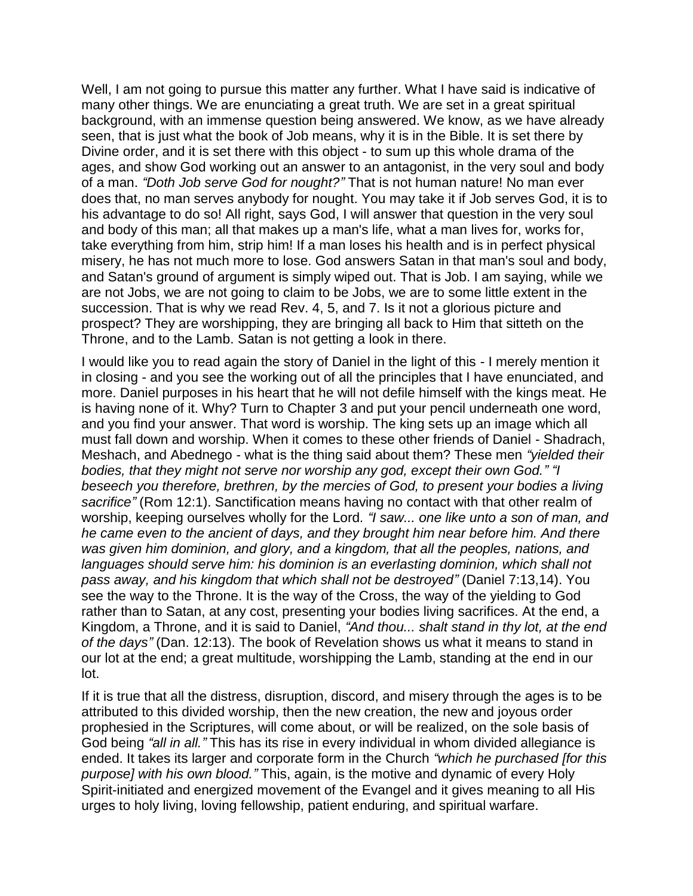Well, I am not going to pursue this matter any further. What I have said is indicative of many other things. We are enunciating a great truth. We are set in a great spiritual background, with an immense question being answered. We know, as we have already seen, that is just what the book of Job means, why it is in the Bible. It is set there by Divine order, and it is set there with this object - to sum up this whole drama of the ages, and show God working out an answer to an antagonist, in the very soul and body of a man. *"Doth Job serve God for nought?"* That is not human nature! No man ever does that, no man serves anybody for nought. You may take it if Job serves God, it is to his advantage to do so! All right, says God, I will answer that question in the very soul and body of this man; all that makes up a man's life, what a man lives for, works for, take everything from him, strip him! If a man loses his health and is in perfect physical misery, he has not much more to lose. God answers Satan in that man's soul and body, and Satan's ground of argument is simply wiped out. That is Job. I am saying, while we are not Jobs, we are not going to claim to be Jobs, we are to some little extent in the succession. That is why we read Rev. 4, 5, and 7. Is it not a glorious picture and prospect? They are worshipping, they are bringing all back to Him that sitteth on the Throne, and to the Lamb. Satan is not getting a look in there.

I would like you to read again the story of Daniel in the light of this - I merely mention it in closing - and you see the working out of all the principles that I have enunciated, and more. Daniel purposes in his heart that he will not defile himself with the kings meat. He is having none of it. Why? Turn to Chapter 3 and put your pencil underneath one word, and you find your answer. That word is worship. The king sets up an image which all must fall down and worship. When it comes to these other friends of Daniel - Shadrach, Meshach, and Abednego - what is the thing said about them? These men *"yielded their bodies, that they might not serve nor worship any god, except their own God." "I beseech you therefore, brethren, by the mercies of God, to present your bodies a living sacrifice"* (Rom 12:1). Sanctification means having no contact with that other realm of worship, keeping ourselves wholly for the Lord. *"I saw... one like unto a son of man, and he came even to the ancient of days, and they brought him near before him. And there was given him dominion, and glory, and a kingdom, that all the peoples, nations, and languages should serve him: his dominion is an everlasting dominion, which shall not pass away, and his kingdom that which shall not be destroyed"* (Daniel 7:13,14). You see the way to the Throne. It is the way of the Cross, the way of the yielding to God rather than to Satan, at any cost, presenting your bodies living sacrifices. At the end, a Kingdom, a Throne, and it is said to Daniel, *"And thou... shalt stand in thy lot, at the end of the days"* (Dan. 12:13). The book of Revelation shows us what it means to stand in our lot at the end; a great multitude, worshipping the Lamb, standing at the end in our lot.

If it is true that all the distress, disruption, discord, and misery through the ages is to be attributed to this divided worship, then the new creation, the new and joyous order prophesied in the Scriptures, will come about, or will be realized, on the sole basis of God being *"all in all."* This has its rise in every individual in whom divided allegiance is ended. It takes its larger and corporate form in the Church *"which he purchased [for this purpose] with his own blood."* This, again, is the motive and dynamic of every Holy Spirit-initiated and energized movement of the Evangel and it gives meaning to all His urges to holy living, loving fellowship, patient enduring, and spiritual warfare.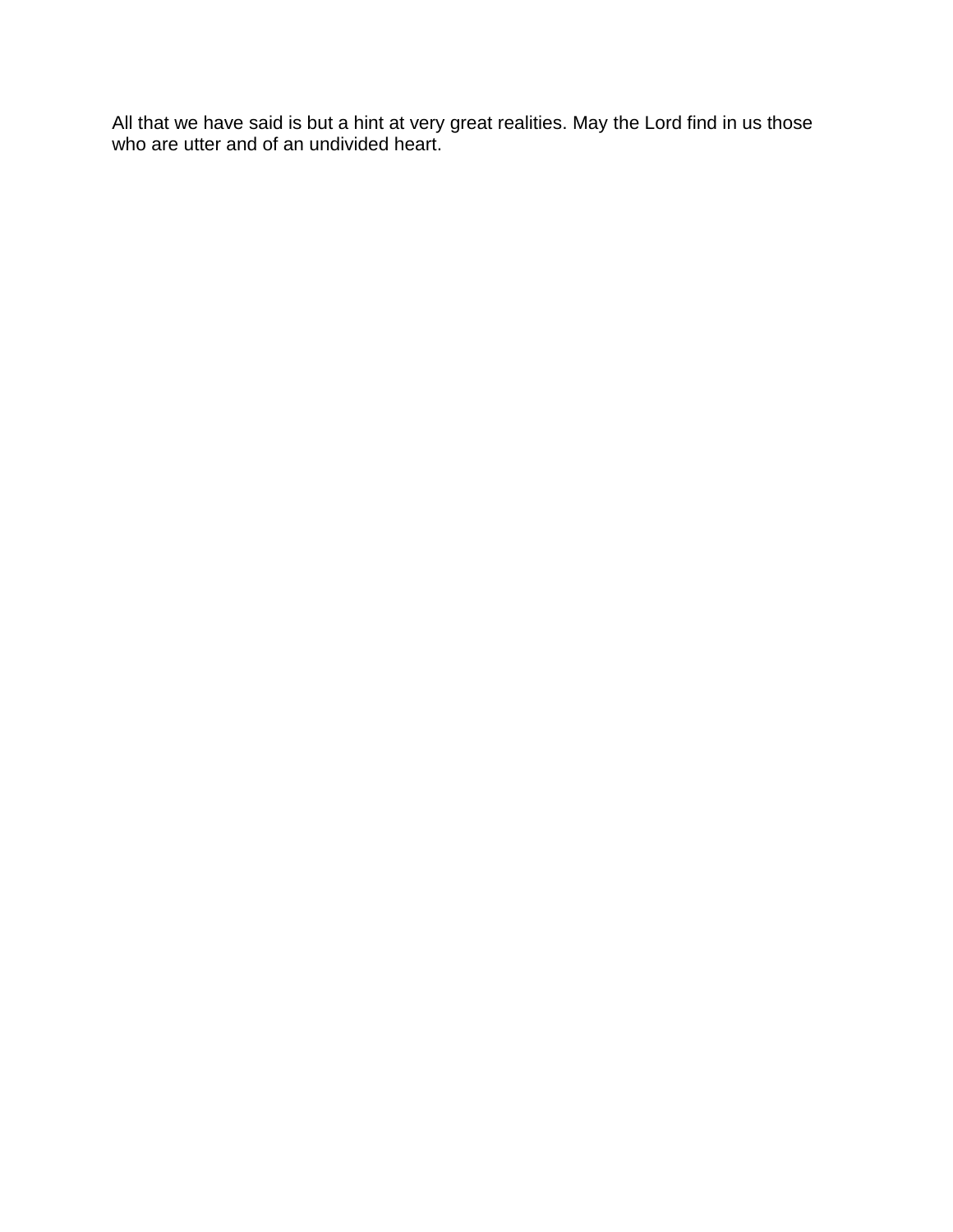All that we have said is but a hint at very great realities. May the Lord find in us those who are utter and of an undivided heart.